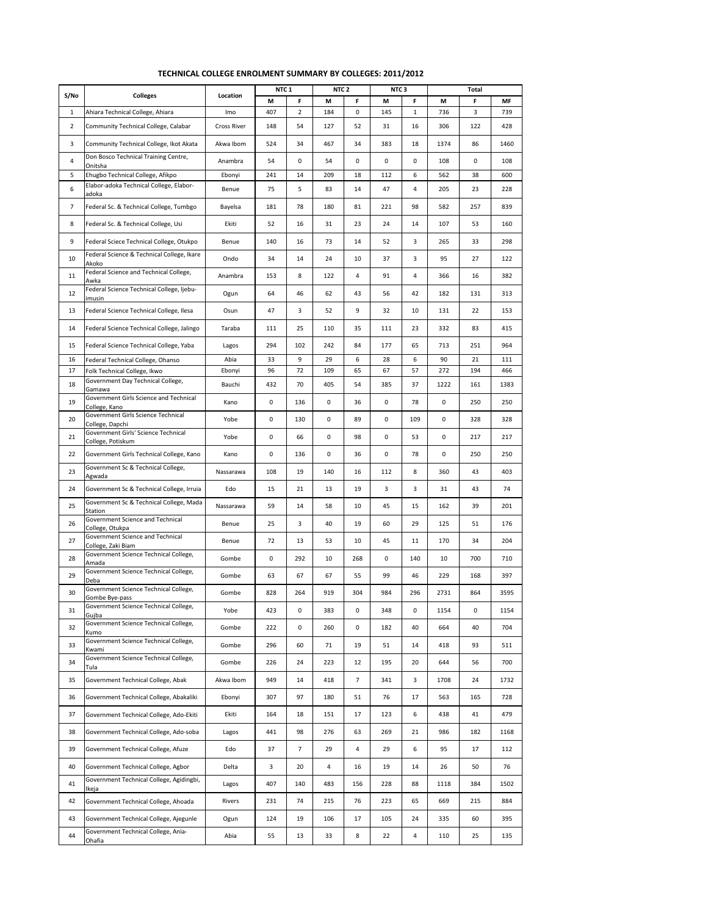# TECHNICAL COLLEGE ENROLMENT SUMMARY BY COLLEGES: 2011/2012

| S/No | Colleges | Location | NTC 1 | | NTC 2 | | NTC 3 | | Total | | |
|---|---|---|---|---|---|---|---|---|---|---|---|
| | | | M | F | M | F | M | F | M | F | MF |
| 1 | Ahiara Technical College, Ahiara | Imo | 407 | 2 | 184 | 0 | 145 | 1 | 736 | 3 | 739 |
| 2 | Community Technical College, Calabar | Cross River | 148 | 54 | 127 | 52 | 31 | 16 | 306 | 122 | 428 |
| 3 | Community Technical College, Ikot Akata | Akwa Ibom | 524 | 34 | 467 | 34 | 383 | 18 | 1374 | 86 | 1460 |
| 4 | Don Bosco Technical Training Centre, Onitsha | Anambra | 54 | 0 | 54 | 0 | 0 | 0 | 108 | 0 | 108 |
| 5 | Ehugbo Technical College, Afikpo | Ebonyi | 241 | 14 | 209 | 18 | 112 | 6 | 562 | 38 | 600 |
| 6 | Elabor-adoka Technical College, Elabor-adoka | Benue | 75 | 5 | 83 | 14 | 47 | 4 | 205 | 23 | 228 |
| 7 | Federal Sc. & Technical College, Tumbgo | Bayelsa | 181 | 78 | 180 | 81 | 221 | 98 | 582 | 257 | 839 |
| 8 | Federal Sc. & Technical College, Usi | Ekiti | 52 | 16 | 31 | 23 | 24 | 14 | 107 | 53 | 160 |
| 9 | Federal Sciece Technical College, Otukpo | Benue | 140 | 16 | 73 | 14 | 52 | 3 | 265 | 33 | 298 |
| 10 | Federal Science & Technical College, Ikare Akoko | Ondo | 34 | 14 | 24 | 10 | 37 | 3 | 95 | 27 | 122 |
| 11 | Federal Science and Technical College, Awka | Anambra | 153 | 8 | 122 | 4 | 91 | 4 | 366 | 16 | 382 |
| 12 | Federal Science Technical College, Ijebu-imusin | Ogun | 64 | 46 | 62 | 43 | 56 | 42 | 182 | 131 | 313 |
| 13 | Federal Science Technical College, Ilesa | Osun | 47 | 3 | 52 | 9 | 32 | 10 | 131 | 22 | 153 |
| 14 | Federal Science Technical College, Jalingo | Taraba | 111 | 25 | 110 | 35 | 111 | 23 | 332 | 83 | 415 |
| 15 | Federal Science Technical College, Yaba | Lagos | 294 | 102 | 242 | 84 | 177 | 65 | 713 | 251 | 964 |
| 16 | Federal Technical College, Ohanso | Abia | 33 | 9 | 29 | 6 | 28 | 6 | 90 | 21 | 111 |
| 17 | Folk Technical College, Ikwo | Ebonyi | 96 | 72 | 109 | 65 | 67 | 57 | 272 | 194 | 466 |
| 18 | Government Day Technical College, Gamawa | Bauchi | 432 | 70 | 405 | 54 | 385 | 37 | 1222 | 161 | 1383 |
| 19 | Government Girls Science and Technical College, Kano | Kano | 0 | 136 | 0 | 36 | 0 | 78 | 0 | 250 | 250 |
| 20 | Government Girls Science Technical College, Dapchi | Yobe | 0 | 130 | 0 | 89 | 0 | 109 | 0 | 328 | 328 |
| 21 | Government Girls' Science Technical College, Potiskum | Yobe | 0 | 66 | 0 | 98 | 0 | 53 | 0 | 217 | 217 |
| 22 | Government Girls Technical College, Kano | Kano | 0 | 136 | 0 | 36 | 0 | 78 | 0 | 250 | 250 |
| 23 | Government Sc & Technical College, Agwada | Nassarawa | 108 | 19 | 140 | 16 | 112 | 8 | 360 | 43 | 403 |
| 24 | Government Sc & Technical College, Irruia | Edo | 15 | 21 | 13 | 19 | 3 | 3 | 31 | 43 | 74 |
| 25 | Government Sc & Technical College, Mada Station | Nassarawa | 59 | 14 | 58 | 10 | 45 | 15 | 162 | 39 | 201 |
| 26 | Government Science and Technical College, Otukpa | Benue | 25 | 3 | 40 | 19 | 60 | 29 | 125 | 51 | 176 |
| 27 | Government Science and Technical College, Zaki Biam | Benue | 72 | 13 | 53 | 10 | 45 | 11 | 170 | 34 | 204 |
| 28 | Government Science Technical College, Amada | Gombe | 0 | 292 | 10 | 268 | 0 | 140 | 10 | 700 | 710 |
| 29 | Government Science Technical College, Deba | Gombe | 63 | 67 | 67 | 55 | 99 | 46 | 229 | 168 | 397 |
| 30 | Government Science Technical College, Gombe Bye-pass | Gombe | 828 | 264 | 919 | 304 | 984 | 296 | 2731 | 864 | 3595 |
| 31 | Government Science Technical College, Gujba | Yobe | 423 | 0 | 383 | 0 | 348 | 0 | 1154 | 0 | 1154 |
| 32 | Government Science Technical College, Kumo | Gombe | 222 | 0 | 260 | 0 | 182 | 40 | 664 | 40 | 704 |
| 33 | Government Science Technical College, Kwami | Gombe | 296 | 60 | 71 | 19 | 51 | 14 | 418 | 93 | 511 |
| 34 | Government Science Technical College, Tula | Gombe | 226 | 24 | 223 | 12 | 195 | 20 | 644 | 56 | 700 |
| 35 | Government Technical College, Abak | Akwa Ibom | 949 | 14 | 418 | 7 | 341 | 3 | 1708 | 24 | 1732 |
| 36 | Government Technical College, Abakaliki | Ebonyi | 307 | 97 | 180 | 51 | 76 | 17 | 563 | 165 | 728 |
| 37 | Government Technical College, Ado-Ekiti | Ekiti | 164 | 18 | 151 | 17 | 123 | 6 | 438 | 41 | 479 |
| 38 | Government Technical College, Ado-soba | Lagos | 441 | 98 | 276 | 63 | 269 | 21 | 986 | 182 | 1168 |
| 39 | Government Technical College, Afuze | Edo | 37 | 7 | 29 | 4 | 29 | 6 | 95 | 17 | 112 |
| 40 | Government Technical College, Agbor | Delta | 3 | 20 | 4 | 16 | 19 | 14 | 26 | 50 | 76 |
| 41 | Government Technical College, Agidingbi, Ikeja | Lagos | 407 | 140 | 483 | 156 | 228 | 88 | 1118 | 384 | 1502 |
| 42 | Government Technical College, Ahoada | Rivers | 231 | 74 | 215 | 76 | 223 | 65 | 669 | 215 | 884 |
| 43 | Government Technical College, Ajegunle | Ogun | 124 | 19 | 106 | 17 | 105 | 24 | 335 | 60 | 395 |
| 44 | Government Technical College, Ania-Ohafia | Abia | 55 | 13 | 33 | 8 | 22 | 4 | 110 | 25 | 135 |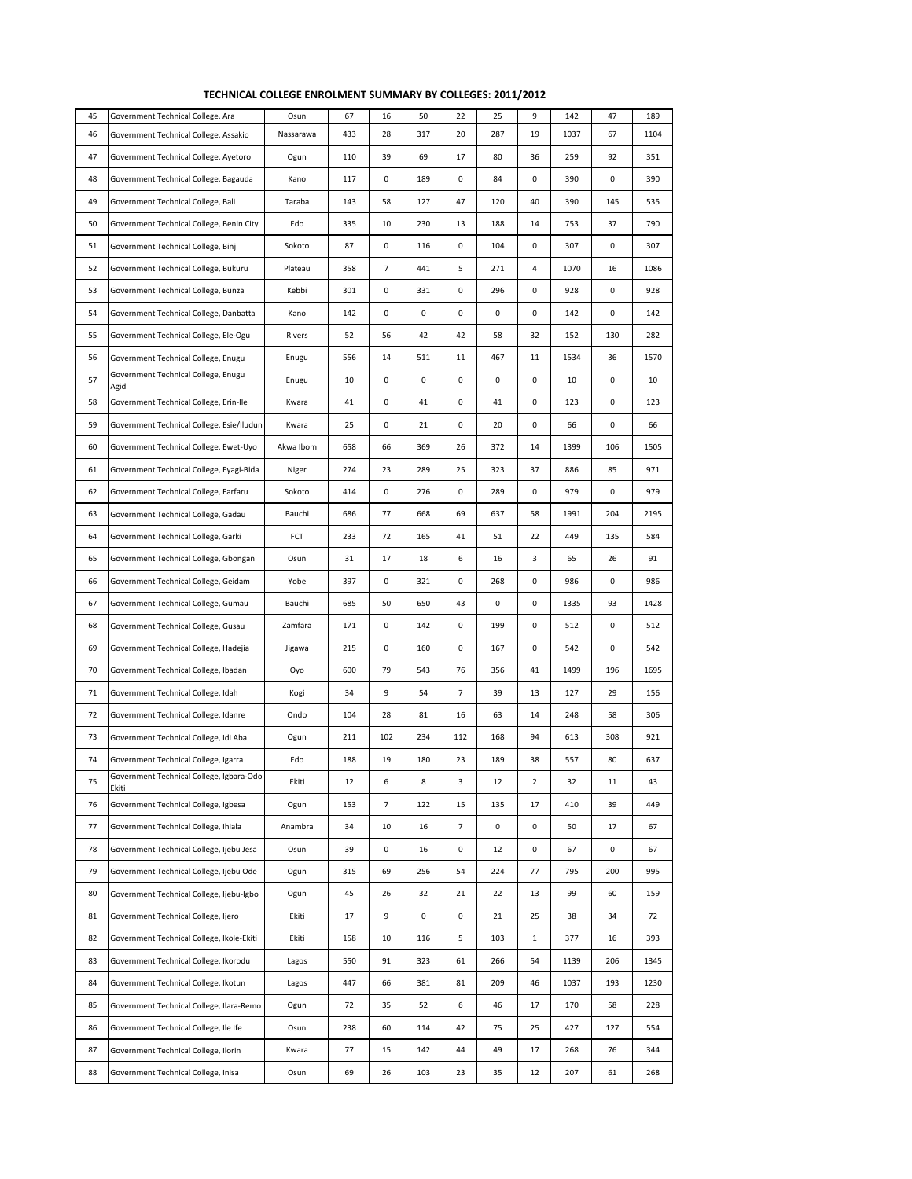# TECHNICAL COLLEGE ENROLMENT SUMMARY BY COLLEGES: 2011/2012

| | | | | | | | | | | | |
|---|---|---|---|---|---|---|---|---|---|---|---|
| 45 | Government Technical College, Ara | Osun | 67 | 16 | 50 | 22 | 25 | 9 | 142 | 47 | 189 |
| 46 | Government Technical College, Assakio | Nassarawa | 433 | 28 | 317 | 20 | 287 | 19 | 1037 | 67 | 1104 |
| 47 | Government Technical College, Ayetoro | Ogun | 110 | 39 | 69 | 17 | 80 | 36 | 259 | 92 | 351 |
| 48 | Government Technical College, Bagauda | Kano | 117 | 0 | 189 | 0 | 84 | 0 | 390 | 0 | 390 |
| 49 | Government Technical College, Bali | Taraba | 143 | 58 | 127 | 47 | 120 | 40 | 390 | 145 | 535 |
| 50 | Government Technical College, Benin City | Edo | 335 | 10 | 230 | 13 | 188 | 14 | 753 | 37 | 790 |
| 51 | Government Technical College, Binji | Sokoto | 87 | 0 | 116 | 0 | 104 | 0 | 307 | 0 | 307 |
| 52 | Government Technical College, Bukuru | Plateau | 358 | 7 | 441 | 5 | 271 | 4 | 1070 | 16 | 1086 |
| 53 | Government Technical College, Bunza | Kebbi | 301 | 0 | 331 | 0 | 296 | 0 | 928 | 0 | 928 |
| 54 | Government Technical College, Danbatta | Kano | 142 | 0 | 0 | 0 | 0 | 0 | 142 | 0 | 142 |
| 55 | Government Technical College, Ele-Ogu | Rivers | 52 | 56 | 42 | 42 | 58 | 32 | 152 | 130 | 282 |
| 56 | Government Technical College, Enugu | Enugu | 556 | 14 | 511 | 11 | 467 | 11 | 1534 | 36 | 1570 |
| 57 | Government Technical College, Enugu Agidi | Enugu | 10 | 0 | 0 | 0 | 0 | 0 | 10 | 0 | 10 |
| 58 | Government Technical College, Erin-Ile | Kwara | 41 | 0 | 41 | 0 | 41 | 0 | 123 | 0 | 123 |
| 59 | Government Technical College, Esie/Iludun | Kwara | 25 | 0 | 21 | 0 | 20 | 0 | 66 | 0 | 66 |
| 60 | Government Technical College, Ewet-Uyo | Akwa Ibom | 658 | 66 | 369 | 26 | 372 | 14 | 1399 | 106 | 1505 |
| 61 | Government Technical College, Eyagi-Bida | Niger | 274 | 23 | 289 | 25 | 323 | 37 | 886 | 85 | 971 |
| 62 | Government Technical College, Farfaru | Sokoto | 414 | 0 | 276 | 0 | 289 | 0 | 979 | 0 | 979 |
| 63 | Government Technical College, Gadau | Bauchi | 686 | 77 | 668 | 69 | 637 | 58 | 1991 | 204 | 2195 |
| 64 | Government Technical College, Garki | FCT | 233 | 72 | 165 | 41 | 51 | 22 | 449 | 135 | 584 |
| 65 | Government Technical College, Gbongan | Osun | 31 | 17 | 18 | 6 | 16 | 3 | 65 | 26 | 91 |
| 66 | Government Technical College, Geidam | Yobe | 397 | 0 | 321 | 0 | 268 | 0 | 986 | 0 | 986 |
| 67 | Government Technical College, Gumau | Bauchi | 685 | 50 | 650 | 43 | 0 | 0 | 1335 | 93 | 1428 |
| 68 | Government Technical College, Gusau | Zamfara | 171 | 0 | 142 | 0 | 199 | 0 | 512 | 0 | 512 |
| 69 | Government Technical College, Hadejia | Jigawa | 215 | 0 | 160 | 0 | 167 | 0 | 542 | 0 | 542 |
| 70 | Government Technical College, Ibadan | Oyo | 600 | 79 | 543 | 76 | 356 | 41 | 1499 | 196 | 1695 |
| 71 | Government Technical College, Idah | Kogi | 34 | 9 | 54 | 7 | 39 | 13 | 127 | 29 | 156 |
| 72 | Government Technical College, Idanre | Ondo | 104 | 28 | 81 | 16 | 63 | 14 | 248 | 58 | 306 |
| 73 | Government Technical College, Idi Aba | Ogun | 211 | 102 | 234 | 112 | 168 | 94 | 613 | 308 | 921 |
| 74 | Government Technical College, Igarra | Edo | 188 | 19 | 180 | 23 | 189 | 38 | 557 | 80 | 637 |
| 75 | Government Technical College, Igbara-Odo Ekiti | Ekiti | 12 | 6 | 8 | 3 | 12 | 2 | 32 | 11 | 43 |
| 76 | Government Technical College, Igbesa | Ogun | 153 | 7 | 122 | 15 | 135 | 17 | 410 | 39 | 449 |
| 77 | Government Technical College, Ihiala | Anambra | 34 | 10 | 16 | 7 | 0 | 0 | 50 | 17 | 67 |
| 78 | Government Technical College, Ijebu Jesa | Osun | 39 | 0 | 16 | 0 | 12 | 0 | 67 | 0 | 67 |
| 79 | Government Technical College, Ijebu Ode | Ogun | 315 | 69 | 256 | 54 | 224 | 77 | 795 | 200 | 995 |
| 80 | Government Technical College, Ijebu-Igbo | Ogun | 45 | 26 | 32 | 21 | 22 | 13 | 99 | 60 | 159 |
| 81 | Government Technical College, Ijero | Ekiti | 17 | 9 | 0 | 0 | 21 | 25 | 38 | 34 | 72 |
| 82 | Government Technical College, Ikole-Ekiti | Ekiti | 158 | 10 | 116 | 5 | 103 | 1 | 377 | 16 | 393 |
| 83 | Government Technical College, Ikorodu | Lagos | 550 | 91 | 323 | 61 | 266 | 54 | 1139 | 206 | 1345 |
| 84 | Government Technical College, Ikotun | Lagos | 447 | 66 | 381 | 81 | 209 | 46 | 1037 | 193 | 1230 |
| 85 | Government Technical College, Ilara-Remo | Ogun | 72 | 35 | 52 | 6 | 46 | 17 | 170 | 58 | 228 |
| 86 | Government Technical College, Ile Ife | Osun | 238 | 60 | 114 | 42 | 75 | 25 | 427 | 127 | 554 |
| 87 | Government Technical College, Ilorin | Kwara | 77 | 15 | 142 | 44 | 49 | 17 | 268 | 76 | 344 |
| 88 | Government Technical College, Inisa | Osun | 69 | 26 | 103 | 23 | 35 | 12 | 207 | 61 | 268 |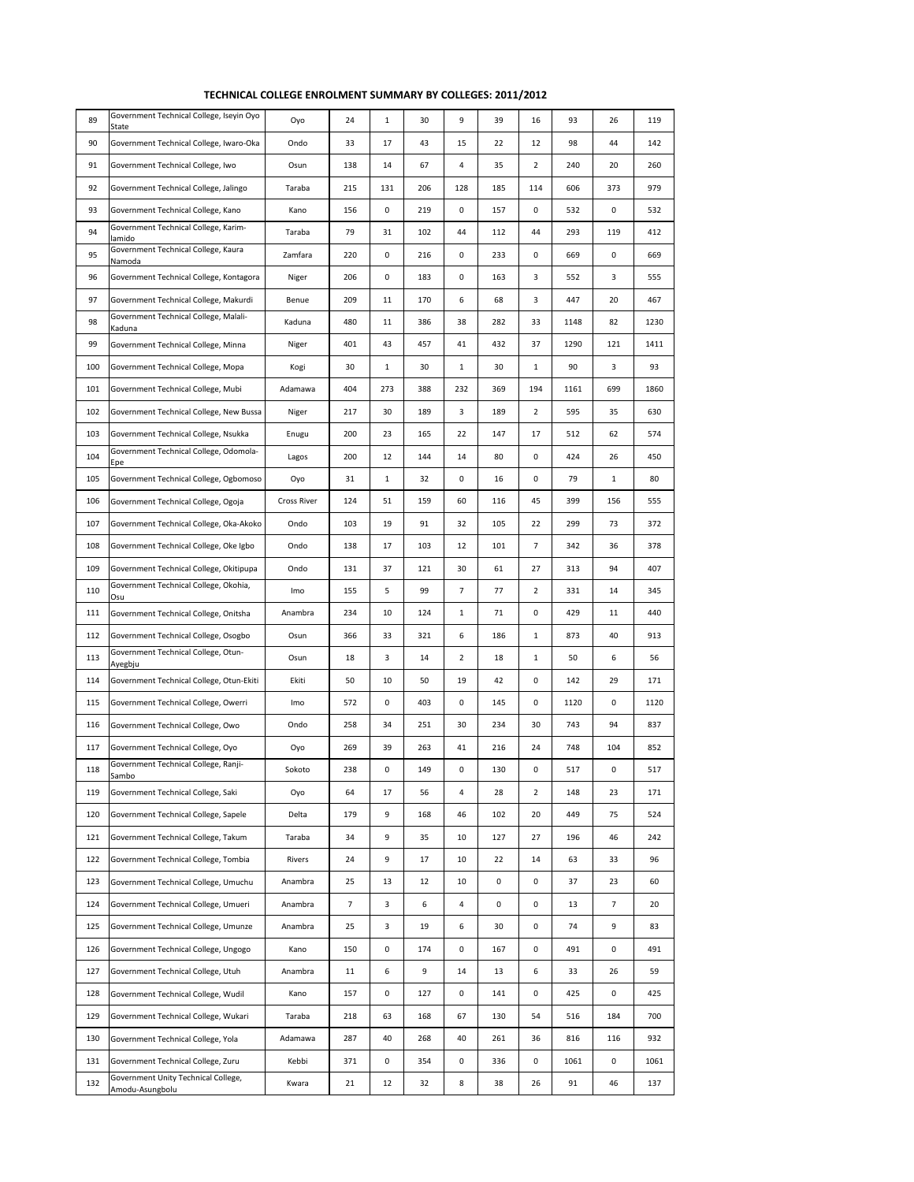# TECHNICAL COLLEGE ENROLMENT SUMMARY BY COLLEGES: 2011/2012

| | | | | | | | | | | | |
|---|---|---|---|---|---|---|---|---|---|---|---|
| 89 | Government Technical College, Iseyin Oyo State | Oyo | 24 | 1 | 30 | 9 | 39 | 16 | 93 | 26 | 119 |
| 90 | Government Technical College, Iwaro-Oka | Ondo | 33 | 17 | 43 | 15 | 22 | 12 | 98 | 44 | 142 |
| 91 | Government Technical College, Iwo | Osun | 138 | 14 | 67 | 4 | 35 | 2 | 240 | 20 | 260 |
| 92 | Government Technical College, Jalingo | Taraba | 215 | 131 | 206 | 128 | 185 | 114 | 606 | 373 | 979 |
| 93 | Government Technical College, Kano | Kano | 156 | 0 | 219 | 0 | 157 | 0 | 532 | 0 | 532 |
| 94 | Government Technical College, Karim-lamido | Taraba | 79 | 31 | 102 | 44 | 112 | 44 | 293 | 119 | 412 |
| 95 | Government Technical College, Kaura Namoda | Zamfara | 220 | 0 | 216 | 0 | 233 | 0 | 669 | 0 | 669 |
| 96 | Government Technical College, Kontagora | Niger | 206 | 0 | 183 | 0 | 163 | 3 | 552 | 3 | 555 |
| 97 | Government Technical College, Makurdi | Benue | 209 | 11 | 170 | 6 | 68 | 3 | 447 | 20 | 467 |
| 98 | Government Technical College, Malali-Kaduna | Kaduna | 480 | 11 | 386 | 38 | 282 | 33 | 1148 | 82 | 1230 |
| 99 | Government Technical College, Minna | Niger | 401 | 43 | 457 | 41 | 432 | 37 | 1290 | 121 | 1411 |
| 100 | Government Technical College, Mopa | Kogi | 30 | 1 | 30 | 1 | 30 | 1 | 90 | 3 | 93 |
| 101 | Government Technical College, Mubi | Adamawa | 404 | 273 | 388 | 232 | 369 | 194 | 1161 | 699 | 1860 |
| 102 | Government Technical College, New Bussa | Niger | 217 | 30 | 189 | 3 | 189 | 2 | 595 | 35 | 630 |
| 103 | Government Technical College, Nsukka | Enugu | 200 | 23 | 165 | 22 | 147 | 17 | 512 | 62 | 574 |
| 104 | Government Technical College, Odomola-Epe | Lagos | 200 | 12 | 144 | 14 | 80 | 0 | 424 | 26 | 450 |
| 105 | Government Technical College, Ogbomoso | Oyo | 31 | 1 | 32 | 0 | 16 | 0 | 79 | 1 | 80 |
| 106 | Government Technical College, Ogoja | Cross River | 124 | 51 | 159 | 60 | 116 | 45 | 399 | 156 | 555 |
| 107 | Government Technical College, Oka-Akoko | Ondo | 103 | 19 | 91 | 32 | 105 | 22 | 299 | 73 | 372 |
| 108 | Government Technical College, Oke Igbo | Ondo | 138 | 17 | 103 | 12 | 101 | 7 | 342 | 36 | 378 |
| 109 | Government Technical College, Okitipupa | Ondo | 131 | 37 | 121 | 30 | 61 | 27 | 313 | 94 | 407 |
| 110 | Government Technical College, Okohia, Osu | Imo | 155 | 5 | 99 | 7 | 77 | 2 | 331 | 14 | 345 |
| 111 | Government Technical College, Onitsha | Anambra | 234 | 10 | 124 | 1 | 71 | 0 | 429 | 11 | 440 |
| 112 | Government Technical College, Osogbo | Osun | 366 | 33 | 321 | 6 | 186 | 1 | 873 | 40 | 913 |
| 113 | Government Technical College, Otun-Ayegbju | Osun | 18 | 3 | 14 | 2 | 18 | 1 | 50 | 6 | 56 |
| 114 | Government Technical College, Otun-Ekiti | Ekiti | 50 | 10 | 50 | 19 | 42 | 0 | 142 | 29 | 171 |
| 115 | Government Technical College, Owerri | Imo | 572 | 0 | 403 | 0 | 145 | 0 | 1120 | 0 | 1120 |
| 116 | Government Technical College, Owo | Ondo | 258 | 34 | 251 | 30 | 234 | 30 | 743 | 94 | 837 |
| 117 | Government Technical College, Oyo | Oyo | 269 | 39 | 263 | 41 | 216 | 24 | 748 | 104 | 852 |
| 118 | Government Technical College, Ranji-Sambo | Sokoto | 238 | 0 | 149 | 0 | 130 | 0 | 517 | 0 | 517 |
| 119 | Government Technical College, Saki | Oyo | 64 | 17 | 56 | 4 | 28 | 2 | 148 | 23 | 171 |
| 120 | Government Technical College, Sapele | Delta | 179 | 9 | 168 | 46 | 102 | 20 | 449 | 75 | 524 |
| 121 | Government Technical College, Takum | Taraba | 34 | 9 | 35 | 10 | 127 | 27 | 196 | 46 | 242 |
| 122 | Government Technical College, Tombia | Rivers | 24 | 9 | 17 | 10 | 22 | 14 | 63 | 33 | 96 |
| 123 | Government Technical College, Umuchu | Anambra | 25 | 13 | 12 | 10 | 0 | 0 | 37 | 23 | 60 |
| 124 | Government Technical College, Umueri | Anambra | 7 | 3 | 6 | 4 | 0 | 0 | 13 | 7 | 20 |
| 125 | Government Technical College, Umunze | Anambra | 25 | 3 | 19 | 6 | 30 | 0 | 74 | 9 | 83 |
| 126 | Government Technical College, Ungogo | Kano | 150 | 0 | 174 | 0 | 167 | 0 | 491 | 0 | 491 |
| 127 | Government Technical College, Utuh | Anambra | 11 | 6 | 9 | 14 | 13 | 6 | 33 | 26 | 59 |
| 128 | Government Technical College, Wudil | Kano | 157 | 0 | 127 | 0 | 141 | 0 | 425 | 0 | 425 |
| 129 | Government Technical College, Wukari | Taraba | 218 | 63 | 168 | 67 | 130 | 54 | 516 | 184 | 700 |
| 130 | Government Technical College, Yola | Adamawa | 287 | 40 | 268 | 40 | 261 | 36 | 816 | 116 | 932 |
| 131 | Government Technical College, Zuru | Kebbi | 371 | 0 | 354 | 0 | 336 | 0 | 1061 | 0 | 1061 |
| 132 | Government Unity Technical College, Amodu-Asungbolu | Kwara | 21 | 12 | 32 | 8 | 38 | 26 | 91 | 46 | 137 |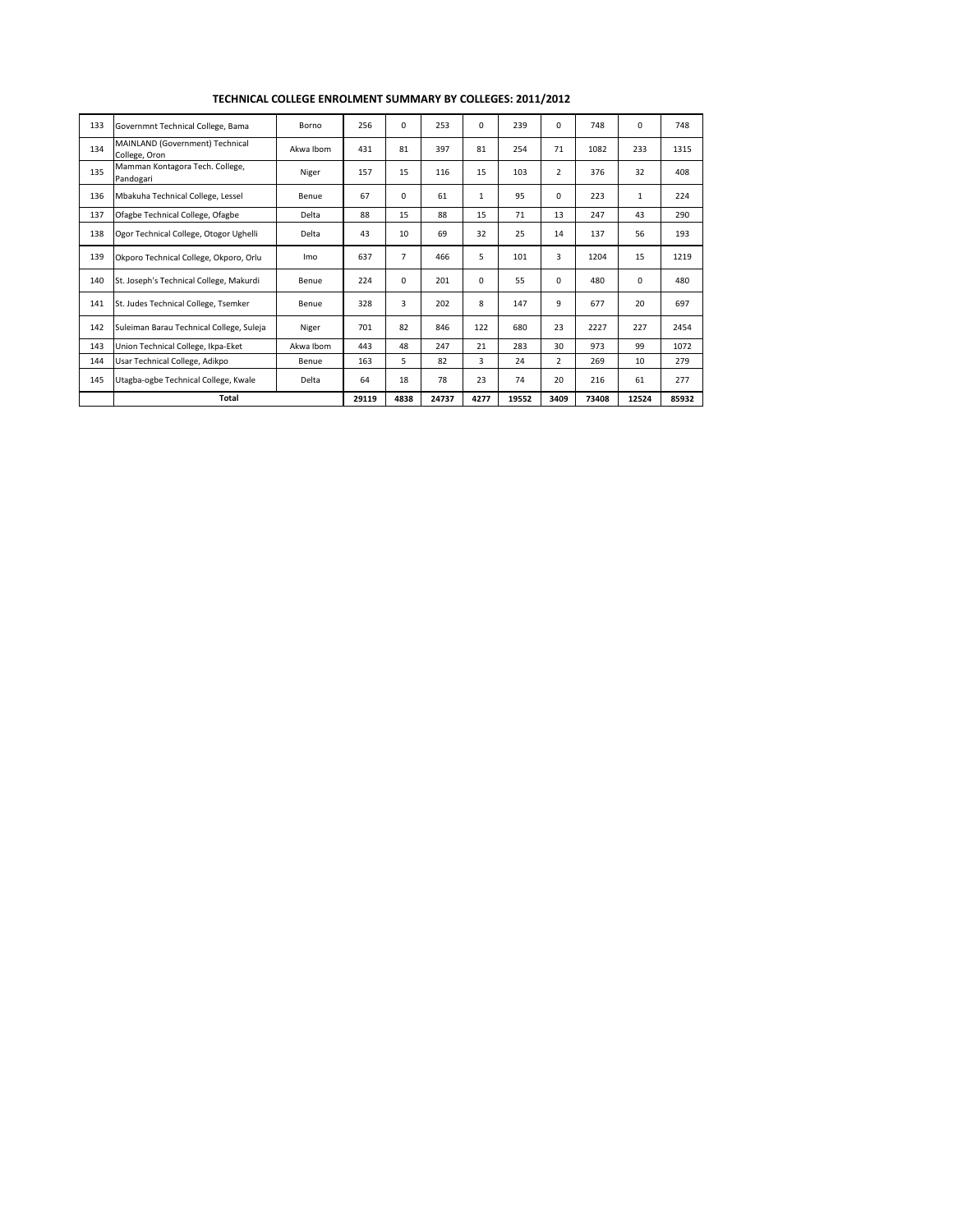# TECHNICAL COLLEGE ENROLMENT SUMMARY BY COLLEGES: 2011/2012

| | | | | | | | | | | | |
|---|---|---|---|---|---|---|---|---|---|---|---|
| 133 | Governmnt Technical College, Bama | Borno | 256 | 0 | 253 | 0 | 239 | 0 | 748 | 0 | 748 |
| 134 | MAINLAND (Government) Technical College, Oron | Akwa Ibom | 431 | 81 | 397 | 81 | 254 | 71 | 1082 | 233 | 1315 |
| 135 | Mamman Kontagora Tech. College, Pandogari | Niger | 157 | 15 | 116 | 15 | 103 | 2 | 376 | 32 | 408 |
| 136 | Mbakuha Technical College, Lessel | Benue | 67 | 0 | 61 | 1 | 95 | 0 | 223 | 1 | 224 |
| 137 | Ofagbe Technical College, Ofagbe | Delta | 88 | 15 | 88 | 15 | 71 | 13 | 247 | 43 | 290 |
| 138 | Ogor Technical College, Otogor Ughelli | Delta | 43 | 10 | 69 | 32 | 25 | 14 | 137 | 56 | 193 |
| 139 | Okporo Technical College, Okporo, Orlu | Imo | 637 | 7 | 466 | 5 | 101 | 3 | 1204 | 15 | 1219 |
| 140 | St. Joseph's Technical College, Makurdi | Benue | 224 | 0 | 201 | 0 | 55 | 0 | 480 | 0 | 480 |
| 141 | St. Judes Technical College, Tsemker | Benue | 328 | 3 | 202 | 8 | 147 | 9 | 677 | 20 | 697 |
| 142 | Suleiman Barau Technical College, Suleja | Niger | 701 | 82 | 846 | 122 | 680 | 23 | 2227 | 227 | 2454 |
| 143 | Union Technical College, Ikpa-Eket | Akwa Ibom | 443 | 48 | 247 | 21 | 283 | 30 | 973 | 99 | 1072 |
| 144 | Usar Technical College, Adikpo | Benue | 163 | 5 | 82 | 3 | 24 | 2 | 269 | 10 | 279 |
| 145 | Utagba-ogbe Technical College, Kwale | Delta | 64 | 18 | 78 | 23 | 74 | 20 | 216 | 61 | 277 |
| | **Total** | | **29119** | **4838** | **24737** | **4277** | **19552** | **3409** | **73408** | **12524** | **85932** |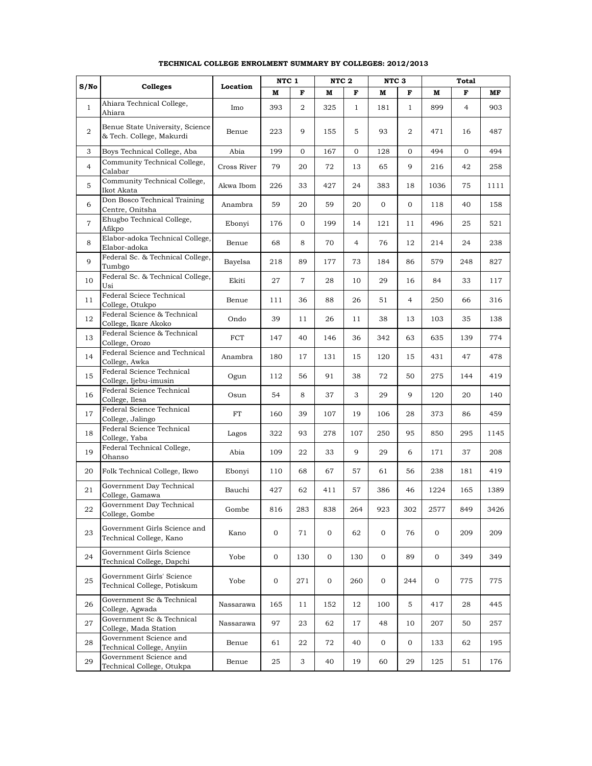**TECHNICAL COLLEGE ENROLMENT SUMMARY BY COLLEGES: 2012/2013**

| S/No | Colleges | Location | NTC 1 | | NTC 2 | | NTC 3 | | Total | | |
|---|---|---|---|---|---|---|---|---|---|---|---|
| | | | M | F | M | F | M | F | M | F | MF |
| 1 | Ahiara Technical College, Ahiara | Imo | 393 | 2 | 325 | 1 | 181 | 1 | 899 | 4 | 903 |
| 2 | Benue State University, Science & Tech. College, Makurdi | Benue | 223 | 9 | 155 | 5 | 93 | 2 | 471 | 16 | 487 |
| 3 | Boys Technical College, Aba | Abia | 199 | 0 | 167 | 0 | 128 | 0 | 494 | 0 | 494 |
| 4 | Community Technical College, Calabar | Cross River | 79 | 20 | 72 | 13 | 65 | 9 | 216 | 42 | 258 |
| 5 | Community Technical College, Ikot Akata | Akwa Ibom | 226 | 33 | 427 | 24 | 383 | 18 | 1036 | 75 | 1111 |
| 6 | Don Bosco Technical Training Centre, Onitsha | Anambra | 59 | 20 | 59 | 20 | 0 | 0 | 118 | 40 | 158 |
| 7 | Ehugbo Technical College, Afikpo | Ebonyi | 176 | 0 | 199 | 14 | 121 | 11 | 496 | 25 | 521 |
| 8 | Elabor-adoka Technical College, Elabor-adoka | Benue | 68 | 8 | 70 | 4 | 76 | 12 | 214 | 24 | 238 |
| 9 | Federal Sc. & Technical College, Tumbgo | Bayelsa | 218 | 89 | 177 | 73 | 184 | 86 | 579 | 248 | 827 |
| 10 | Federal Sc. & Technical College, Usi | Ekiti | 27 | 7 | 28 | 10 | 29 | 16 | 84 | 33 | 117 |
| 11 | Federal Sciece Technical College, Otukpo | Benue | 111 | 36 | 88 | 26 | 51 | 4 | 250 | 66 | 316 |
| 12 | Federal Science & Technical College, Ikare Akoko | Ondo | 39 | 11 | 26 | 11 | 38 | 13 | 103 | 35 | 138 |
| 13 | Federal Science & Technical College, Orozo | FCT | 147 | 40 | 146 | 36 | 342 | 63 | 635 | 139 | 774 |
| 14 | Federal Science and Technical College, Awka | Anambra | 180 | 17 | 131 | 15 | 120 | 15 | 431 | 47 | 478 |
| 15 | Federal Science Technical College, Ijebu-imusin | Ogun | 112 | 56 | 91 | 38 | 72 | 50 | 275 | 144 | 419 |
| 16 | Federal Science Technical College, Ilesa | Osun | 54 | 8 | 37 | 3 | 29 | 9 | 120 | 20 | 140 |
| 17 | Federal Science Technical College, Jalingo | FT | 160 | 39 | 107 | 19 | 106 | 28 | 373 | 86 | 459 |
| 18 | Federal Science Technical College, Yaba | Lagos | 322 | 93 | 278 | 107 | 250 | 95 | 850 | 295 | 1145 |
| 19 | Federal Technical College, Ohanso | Abia | 109 | 22 | 33 | 9 | 29 | 6 | 171 | 37 | 208 |
| 20 | Folk Technical College, Ikwo | Ebonyi | 110 | 68 | 67 | 57 | 61 | 56 | 238 | 181 | 419 |
| 21 | Government Day Technical College, Gamawa | Bauchi | 427 | 62 | 411 | 57 | 386 | 46 | 1224 | 165 | 1389 |
| 22 | Government Day Technical College, Gombe | Gombe | 816 | 283 | 838 | 264 | 923 | 302 | 2577 | 849 | 3426 |
| 23 | Government Girls Science and Technical College, Kano | Kano | 0 | 71 | 0 | 62 | 0 | 76 | 0 | 209 | 209 |
| 24 | Government Girls Science Technical College, Dapchi | Yobe | 0 | 130 | 0 | 130 | 0 | 89 | 0 | 349 | 349 |
| 25 | Government Girls' Science Technical College, Potiskum | Yobe | 0 | 271 | 0 | 260 | 0 | 244 | 0 | 775 | 775 |
| 26 | Government Sc & Technical College, Agwada | Nassarawa | 165 | 11 | 152 | 12 | 100 | 5 | 417 | 28 | 445 |
| 27 | Government Sc & Technical College, Mada Station | Nassarawa | 97 | 23 | 62 | 17 | 48 | 10 | 207 | 50 | 257 |
| 28 | Government Science and Technical College, Anyiin | Benue | 61 | 22 | 72 | 40 | 0 | 0 | 133 | 62 | 195 |
| 29 | Government Science and Technical College, Otukpa | Benue | 25 | 3 | 40 | 19 | 60 | 29 | 125 | 51 | 176 |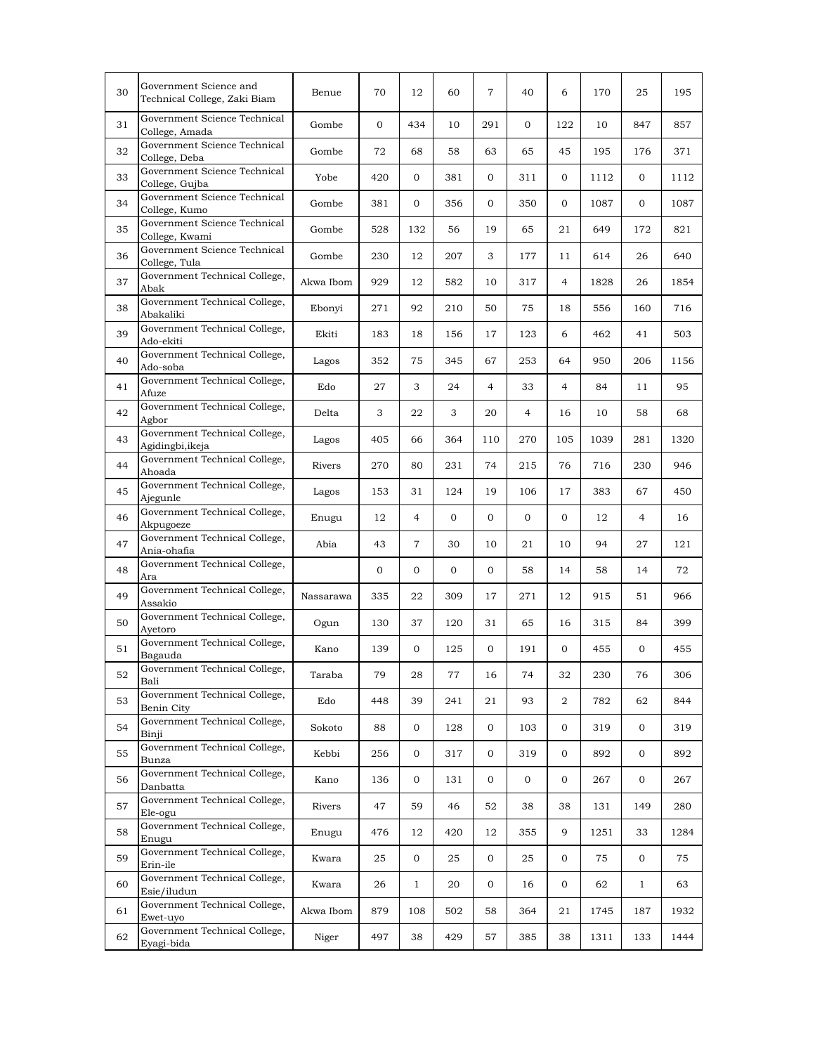| | | | | | | | | | | | |
|---|---|---|---|---|---|---|---|---|---|---|---|
| 30 | Government Science and Technical College, Zaki Biam | Benue | 70 | 12 | 60 | 7 | 40 | 6 | 170 | 25 | 195 |
| 31 | Government Science Technical College, Amada | Gombe | 0 | 434 | 10 | 291 | 0 | 122 | 10 | 847 | 857 |
| 32 | Government Science Technical College, Deba | Gombe | 72 | 68 | 58 | 63 | 65 | 45 | 195 | 176 | 371 |
| 33 | Government Science Technical College, Gujba | Yobe | 420 | 0 | 381 | 0 | 311 | 0 | 1112 | 0 | 1112 |
| 34 | Government Science Technical College, Kumo | Gombe | 381 | 0 | 356 | 0 | 350 | 0 | 1087 | 0 | 1087 |
| 35 | Government Science Technical College, Kwami | Gombe | 528 | 132 | 56 | 19 | 65 | 21 | 649 | 172 | 821 |
| 36 | Government Science Technical College, Tula | Gombe | 230 | 12 | 207 | 3 | 177 | 11 | 614 | 26 | 640 |
| 37 | Government Technical College, Abak | Akwa Ibom | 929 | 12 | 582 | 10 | 317 | 4 | 1828 | 26 | 1854 |
| 38 | Government Technical College, Abakaliki | Ebonyi | 271 | 92 | 210 | 50 | 75 | 18 | 556 | 160 | 716 |
| 39 | Government Technical College, Ado-ekiti | Ekiti | 183 | 18 | 156 | 17 | 123 | 6 | 462 | 41 | 503 |
| 40 | Government Technical College, Ado-soba | Lagos | 352 | 75 | 345 | 67 | 253 | 64 | 950 | 206 | 1156 |
| 41 | Government Technical College, Afuze | Edo | 27 | 3 | 24 | 4 | 33 | 4 | 84 | 11 | 95 |
| 42 | Government Technical College, Agbor | Delta | 3 | 22 | 3 | 20 | 4 | 16 | 10 | 58 | 68 |
| 43 | Government Technical College, Agidingbi,ikeja | Lagos | 405 | 66 | 364 | 110 | 270 | 105 | 1039 | 281 | 1320 |
| 44 | Government Technical College, Ahoada | Rivers | 270 | 80 | 231 | 74 | 215 | 76 | 716 | 230 | 946 |
| 45 | Government Technical College, Ajegunle | Lagos | 153 | 31 | 124 | 19 | 106 | 17 | 383 | 67 | 450 |
| 46 | Government Technical College, Akpugoeze | Enugu | 12 | 4 | 0 | 0 | 0 | 0 | 12 | 4 | 16 |
| 47 | Government Technical College, Ania-ohafia | Abia | 43 | 7 | 30 | 10 | 21 | 10 | 94 | 27 | 121 |
| 48 | Government Technical College, Ara | | 0 | 0 | 0 | 0 | 58 | 14 | 58 | 14 | 72 |
| 49 | Government Technical College, Assakio | Nassarawa | 335 | 22 | 309 | 17 | 271 | 12 | 915 | 51 | 966 |
| 50 | Government Technical College, Ayetoro | Ogun | 130 | 37 | 120 | 31 | 65 | 16 | 315 | 84 | 399 |
| 51 | Government Technical College, Bagauda | Kano | 139 | 0 | 125 | 0 | 191 | 0 | 455 | 0 | 455 |
| 52 | Government Technical College, Bali | Taraba | 79 | 28 | 77 | 16 | 74 | 32 | 230 | 76 | 306 |
| 53 | Government Technical College, Benin City | Edo | 448 | 39 | 241 | 21 | 93 | 2 | 782 | 62 | 844 |
| 54 | Government Technical College, Binji | Sokoto | 88 | 0 | 128 | 0 | 103 | 0 | 319 | 0 | 319 |
| 55 | Government Technical College, Bunza | Kebbi | 256 | 0 | 317 | 0 | 319 | 0 | 892 | 0 | 892 |
| 56 | Government Technical College, Danbatta | Kano | 136 | 0 | 131 | 0 | 0 | 0 | 267 | 0 | 267 |
| 57 | Government Technical College, Ele-ogu | Rivers | 47 | 59 | 46 | 52 | 38 | 38 | 131 | 149 | 280 |
| 58 | Government Technical College, Enugu | Enugu | 476 | 12 | 420 | 12 | 355 | 9 | 1251 | 33 | 1284 |
| 59 | Government Technical College, Erin-ile | Kwara | 25 | 0 | 25 | 0 | 25 | 0 | 75 | 0 | 75 |
| 60 | Government Technical College, Esie/iludun | Kwara | 26 | 1 | 20 | 0 | 16 | 0 | 62 | 1 | 63 |
| 61 | Government Technical College, Ewet-uyo | Akwa Ibom | 879 | 108 | 502 | 58 | 364 | 21 | 1745 | 187 | 1932 |
| 62 | Government Technical College, Eyagi-bida | Niger | 497 | 38 | 429 | 57 | 385 | 38 | 1311 | 133 | 1444 |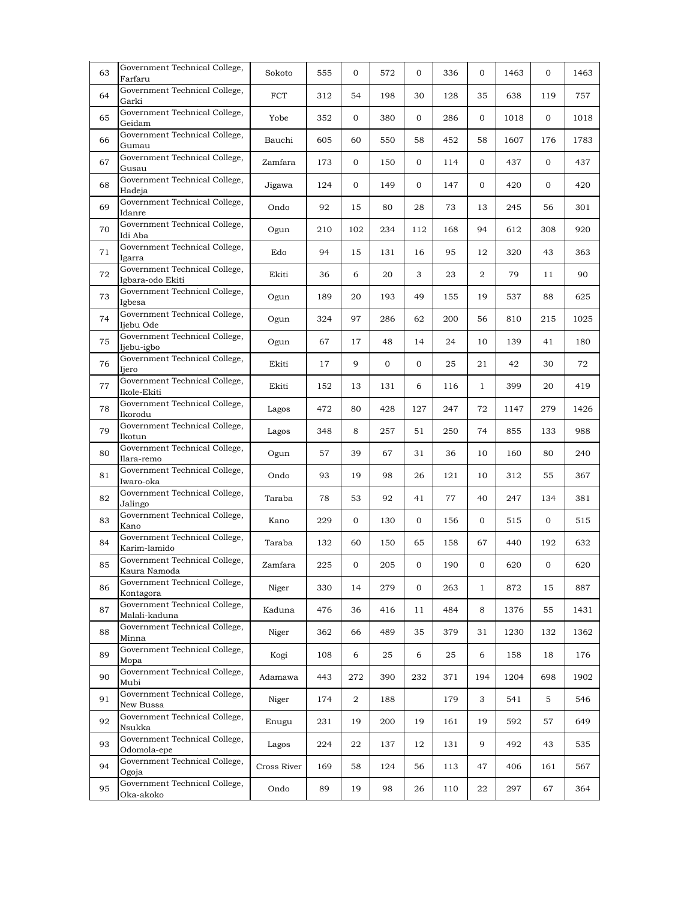| | | | | | | | | | | | |
|---|---|---|---|---|---|---|---|---|---|---|---|
| 63 | Government Technical College, Farfaru | Sokoto | 555 | 0 | 572 | 0 | 336 | 0 | 1463 | 0 | 1463 |
| 64 | Government Technical College, Garki | FCT | 312 | 54 | 198 | 30 | 128 | 35 | 638 | 119 | 757 |
| 65 | Government Technical College, Geidam | Yobe | 352 | 0 | 380 | 0 | 286 | 0 | 1018 | 0 | 1018 |
| 66 | Government Technical College, Gumau | Bauchi | 605 | 60 | 550 | 58 | 452 | 58 | 1607 | 176 | 1783 |
| 67 | Government Technical College, Gusau | Zamfara | 173 | 0 | 150 | 0 | 114 | 0 | 437 | 0 | 437 |
| 68 | Government Technical College, Hadeja | Jigawa | 124 | 0 | 149 | 0 | 147 | 0 | 420 | 0 | 420 |
| 69 | Government Technical College, Idanre | Ondo | 92 | 15 | 80 | 28 | 73 | 13 | 245 | 56 | 301 |
| 70 | Government Technical College, Idi Aba | Ogun | 210 | 102 | 234 | 112 | 168 | 94 | 612 | 308 | 920 |
| 71 | Government Technical College, Igarra | Edo | 94 | 15 | 131 | 16 | 95 | 12 | 320 | 43 | 363 |
| 72 | Government Technical College, Igbara-odo Ekiti | Ekiti | 36 | 6 | 20 | 3 | 23 | 2 | 79 | 11 | 90 |
| 73 | Government Technical College, Igbesa | Ogun | 189 | 20 | 193 | 49 | 155 | 19 | 537 | 88 | 625 |
| 74 | Government Technical College, Ijebu Ode | Ogun | 324 | 97 | 286 | 62 | 200 | 56 | 810 | 215 | 1025 |
| 75 | Government Technical College, Ijebu-igbo | Ogun | 67 | 17 | 48 | 14 | 24 | 10 | 139 | 41 | 180 |
| 76 | Government Technical College, Ijero | Ekiti | 17 | 9 | 0 | 0 | 25 | 21 | 42 | 30 | 72 |
| 77 | Government Technical College, Ikole-Ekiti | Ekiti | 152 | 13 | 131 | 6 | 116 | 1 | 399 | 20 | 419 |
| 78 | Government Technical College, Ikorodu | Lagos | 472 | 80 | 428 | 127 | 247 | 72 | 1147 | 279 | 1426 |
| 79 | Government Technical College, Ikotun | Lagos | 348 | 8 | 257 | 51 | 250 | 74 | 855 | 133 | 988 |
| 80 | Government Technical College, Ilara-remo | Ogun | 57 | 39 | 67 | 31 | 36 | 10 | 160 | 80 | 240 |
| 81 | Government Technical College, Iwaro-oka | Ondo | 93 | 19 | 98 | 26 | 121 | 10 | 312 | 55 | 367 |
| 82 | Government Technical College, Jalingo | Taraba | 78 | 53 | 92 | 41 | 77 | 40 | 247 | 134 | 381 |
| 83 | Government Technical College, Kano | Kano | 229 | 0 | 130 | 0 | 156 | 0 | 515 | 0 | 515 |
| 84 | Government Technical College, Karim-lamido | Taraba | 132 | 60 | 150 | 65 | 158 | 67 | 440 | 192 | 632 |
| 85 | Government Technical College, Kaura Namoda | Zamfara | 225 | 0 | 205 | 0 | 190 | 0 | 620 | 0 | 620 |
| 86 | Government Technical College, Kontagora | Niger | 330 | 14 | 279 | 0 | 263 | 1 | 872 | 15 | 887 |
| 87 | Government Technical College, Malali-kaduna | Kaduna | 476 | 36 | 416 | 11 | 484 | 8 | 1376 | 55 | 1431 |
| 88 | Government Technical College, Minna | Niger | 362 | 66 | 489 | 35 | 379 | 31 | 1230 | 132 | 1362 |
| 89 | Government Technical College, Mopa | Kogi | 108 | 6 | 25 | 6 | 25 | 6 | 158 | 18 | 176 |
| 90 | Government Technical College, Mubi | Adamawa | 443 | 272 | 390 | 232 | 371 | 194 | 1204 | 698 | 1902 |
| 91 | Government Technical College, New Bussa | Niger | 174 | 2 | 188 | | 179 | 3 | 541 | 5 | 546 |
| 92 | Government Technical College, Nsukka | Enugu | 231 | 19 | 200 | 19 | 161 | 19 | 592 | 57 | 649 |
| 93 | Government Technical College, Odomola-epe | Lagos | 224 | 22 | 137 | 12 | 131 | 9 | 492 | 43 | 535 |
| 94 | Government Technical College, Ogoja | Cross River | 169 | 58 | 124 | 56 | 113 | 47 | 406 | 161 | 567 |
| 95 | Government Technical College, Oka-akoko | Ondo | 89 | 19 | 98 | 26 | 110 | 22 | 297 | 67 | 364 |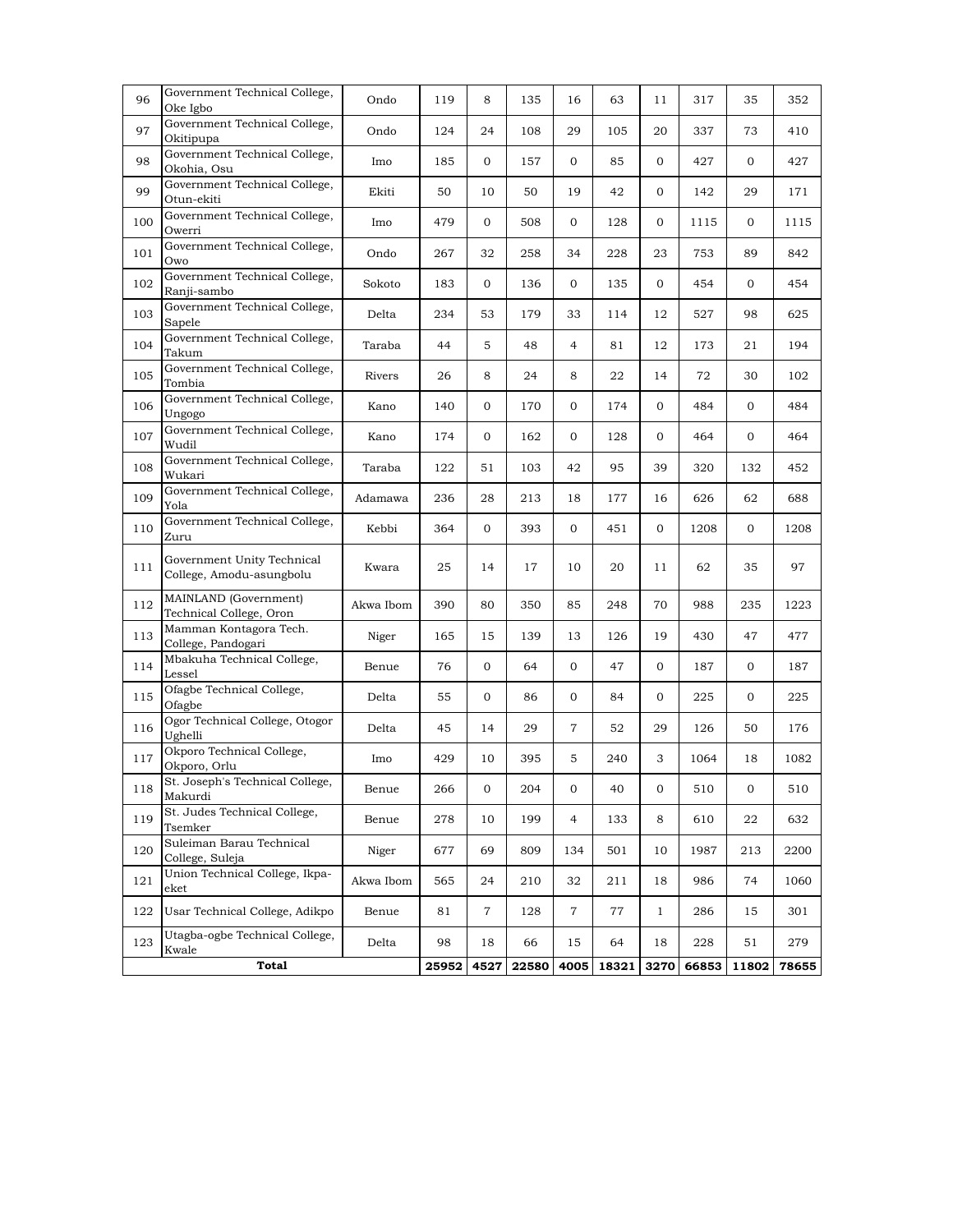| 96 | Government Technical College, Oke Igbo | Ondo | 119 | 8 | 135 | 16 | 63 | 11 | 317 | 35 | 352 |
|---|---|---|---|---|---|---|---|---|---|---|---|
| 97 | Government Technical College, Okitipupa | Ondo | 124 | 24 | 108 | 29 | 105 | 20 | 337 | 73 | 410 |
| 98 | Government Technical College, Okohia, Osu | Imo | 185 | 0 | 157 | 0 | 85 | 0 | 427 | 0 | 427 |
| 99 | Government Technical College, Otun-ekiti | Ekiti | 50 | 10 | 50 | 19 | 42 | 0 | 142 | 29 | 171 |
| 100 | Government Technical College, Owerri | Imo | 479 | 0 | 508 | 0 | 128 | 0 | 1115 | 0 | 1115 |
| 101 | Government Technical College, Owo | Ondo | 267 | 32 | 258 | 34 | 228 | 23 | 753 | 89 | 842 |
| 102 | Government Technical College, Ranji-sambo | Sokoto | 183 | 0 | 136 | 0 | 135 | 0 | 454 | 0 | 454 |
| 103 | Government Technical College, Sapele | Delta | 234 | 53 | 179 | 33 | 114 | 12 | 527 | 98 | 625 |
| 104 | Government Technical College, Takum | Taraba | 44 | 5 | 48 | 4 | 81 | 12 | 173 | 21 | 194 |
| 105 | Government Technical College, Tombia | Rivers | 26 | 8 | 24 | 8 | 22 | 14 | 72 | 30 | 102 |
| 106 | Government Technical College, Ungogo | Kano | 140 | 0 | 170 | 0 | 174 | 0 | 484 | 0 | 484 |
| 107 | Government Technical College, Wudil | Kano | 174 | 0 | 162 | 0 | 128 | 0 | 464 | 0 | 464 |
| 108 | Government Technical College, Wukari | Taraba | 122 | 51 | 103 | 42 | 95 | 39 | 320 | 132 | 452 |
| 109 | Government Technical College, Yola | Adamawa | 236 | 28 | 213 | 18 | 177 | 16 | 626 | 62 | 688 |
| 110 | Government Technical College, Zuru | Kebbi | 364 | 0 | 393 | 0 | 451 | 0 | 1208 | 0 | 1208 |
| 111 | Government Unity Technical College, Amodu-asungbolu | Kwara | 25 | 14 | 17 | 10 | 20 | 11 | 62 | 35 | 97 |
| 112 | MAINLAND (Government) Technical College, Oron | Akwa Ibom | 390 | 80 | 350 | 85 | 248 | 70 | 988 | 235 | 1223 |
| 113 | Mamman Kontagora Tech. College, Pandogari | Niger | 165 | 15 | 139 | 13 | 126 | 19 | 430 | 47 | 477 |
| 114 | Mbakuha Technical College, Lessel | Benue | 76 | 0 | 64 | 0 | 47 | 0 | 187 | 0 | 187 |
| 115 | Ofagbe Technical College, Ofagbe | Delta | 55 | 0 | 86 | 0 | 84 | 0 | 225 | 0 | 225 |
| 116 | Ogor Technical College, Otogor Ughelli | Delta | 45 | 14 | 29 | 7 | 52 | 29 | 126 | 50 | 176 |
| 117 | Okporo Technical College, Okporo, Orlu | Imo | 429 | 10 | 395 | 5 | 240 | 3 | 1064 | 18 | 1082 |
| 118 | St. Joseph's Technical College, Makurdi | Benue | 266 | 0 | 204 | 0 | 40 | 0 | 510 | 0 | 510 |
| 119 | St. Judes Technical College, Tsemker | Benue | 278 | 10 | 199 | 4 | 133 | 8 | 610 | 22 | 632 |
| 120 | Suleiman Barau Technical College, Suleja | Niger | 677 | 69 | 809 | 134 | 501 | 10 | 1987 | 213 | 2200 |
| 121 | Union Technical College, Ikpa-eket | Akwa Ibom | 565 | 24 | 210 | 32 | 211 | 18 | 986 | 74 | 1060 |
| 122 | Usar Technical College, Adikpo | Benue | 81 | 7 | 128 | 7 | 77 | 1 | 286 | 15 | 301 |
| 123 | Utagba-ogbe Technical College, Kwale | Delta | 98 | 18 | 66 | 15 | 64 | 18 | 228 | 51 | 279 |
| **Total** | | | **25952** | **4527** | **22580** | **4005** | **18321** | **3270** | **66853** | **11802** | **78655** |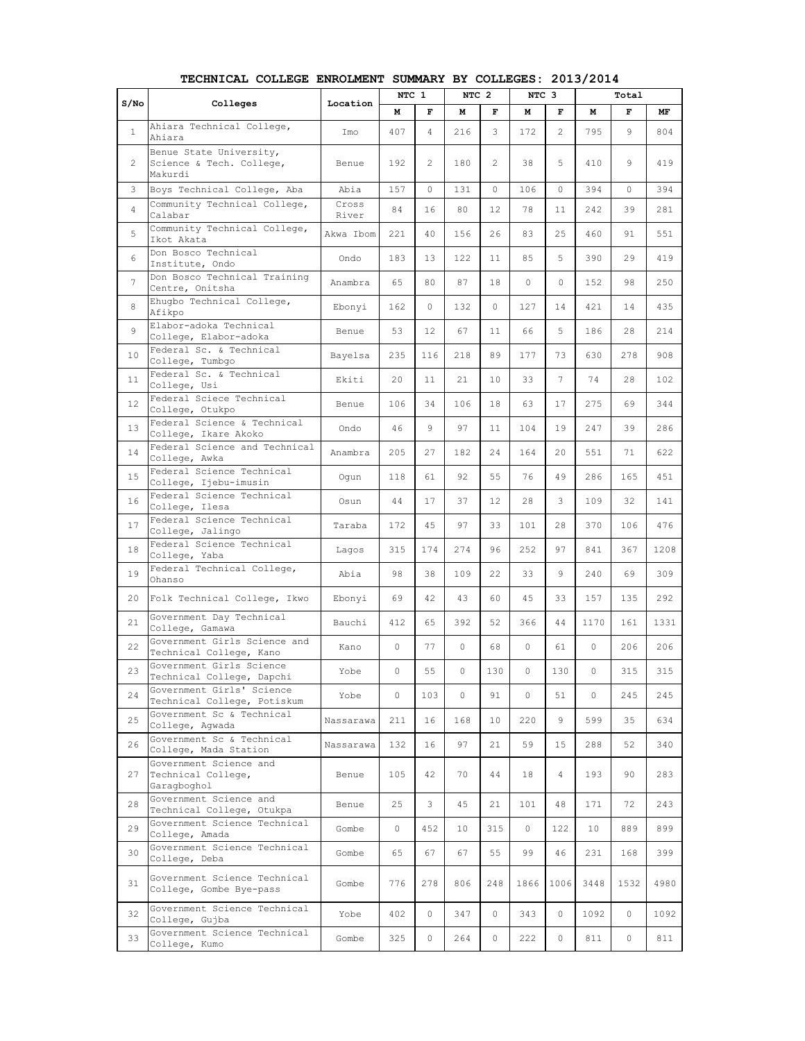**TECHNICAL COLLEGE ENROLMENT SUMMARY BY COLLEGES: 2013/2014**

| S/No | Colleges | Location | NTC 1 | | NTC 2 | | NTC 3 | | Total | | |
|---|---|---|---|---|---|---|---|---|---|---|---|
| | | | M | F | M | F | M | F | M | F | MF |
| 1 | Ahiara Technical College, Ahiara | Imo | 407 | 4 | 216 | 3 | 172 | 2 | 795 | 9 | 804 |
| 2 | Benue State University, Science & Tech. College, Makurdi | Benue | 192 | 2 | 180 | 2 | 38 | 5 | 410 | 9 | 419 |
| 3 | Boys Technical College, Aba | Abia | 157 | 0 | 131 | 0 | 106 | 0 | 394 | 0 | 394 |
| 4 | Community Technical College, Calabar | Cross River | 84 | 16 | 80 | 12 | 78 | 11 | 242 | 39 | 281 |
| 5 | Community Technical College, Ikot Akata | Akwa Ibom | 221 | 40 | 156 | 26 | 83 | 25 | 460 | 91 | 551 |
| 6 | Don Bosco Technical Institute, Ondo | Ondo | 183 | 13 | 122 | 11 | 85 | 5 | 390 | 29 | 419 |
| 7 | Don Bosco Technical Training Centre, Onitsha | Anambra | 65 | 80 | 87 | 18 | 0 | 0 | 152 | 98 | 250 |
| 8 | Ehugbo Technical College, Afikpo | Ebonyi | 162 | 0 | 132 | 0 | 127 | 14 | 421 | 14 | 435 |
| 9 | Elabor-adoka Technical College, Elabor-adoka | Benue | 53 | 12 | 67 | 11 | 66 | 5 | 186 | 28 | 214 |
| 10 | Federal Sc. & Technical College, Tumbgo | Bayelsa | 235 | 116 | 218 | 89 | 177 | 73 | 630 | 278 | 908 |
| 11 | Federal Sc. & Technical College, Usi | Ekiti | 20 | 11 | 21 | 10 | 33 | 7 | 74 | 28 | 102 |
| 12 | Federal Sciece Technical College, Otukpo | Benue | 106 | 34 | 106 | 18 | 63 | 17 | 275 | 69 | 344 |
| 13 | Federal Science & Technical College, Ikare Akoko | Ondo | 46 | 9 | 97 | 11 | 104 | 19 | 247 | 39 | 286 |
| 14 | Federal Science and Technical College, Awka | Anambra | 205 | 27 | 182 | 24 | 164 | 20 | 551 | 71 | 622 |
| 15 | Federal Science Technical College, Ijebu-imusin | Ogun | 118 | 61 | 92 | 55 | 76 | 49 | 286 | 165 | 451 |
| 16 | Federal Science Technical College, Ilesa | Osun | 44 | 17 | 37 | 12 | 28 | 3 | 109 | 32 | 141 |
| 17 | Federal Science Technical College, Jalingo | Taraba | 172 | 45 | 97 | 33 | 101 | 28 | 370 | 106 | 476 |
| 18 | Federal Science Technical College, Yaba | Lagos | 315 | 174 | 274 | 96 | 252 | 97 | 841 | 367 | 1208 |
| 19 | Federal Technical College, Ohanso | Abia | 98 | 38 | 109 | 22 | 33 | 9 | 240 | 69 | 309 |
| 20 | Folk Technical College, Ikwo | Ebonyi | 69 | 42 | 43 | 60 | 45 | 33 | 157 | 135 | 292 |
| 21 | Government Day Technical College, Gamawa | Bauchi | 412 | 65 | 392 | 52 | 366 | 44 | 1170 | 161 | 1331 |
| 22 | Government Girls Science and Technical College, Kano | Kano | 0 | 77 | 0 | 68 | 0 | 61 | 0 | 206 | 206 |
| 23 | Government Girls Science Technical College, Dapchi | Yobe | 0 | 55 | 0 | 130 | 0 | 130 | 0 | 315 | 315 |
| 24 | Government Girls' Science Technical College, Potiskum | Yobe | 0 | 103 | 0 | 91 | 0 | 51 | 0 | 245 | 245 |
| 25 | Government Sc & Technical College, Agwada | Nassarawa | 211 | 16 | 168 | 10 | 220 | 9 | 599 | 35 | 634 |
| 26 | Government Sc & Technical College, Mada Station | Nassarawa | 132 | 16 | 97 | 21 | 59 | 15 | 288 | 52 | 340 |
| 27 | Government Science and Technical College, Garagboghol | Benue | 105 | 42 | 70 | 44 | 18 | 4 | 193 | 90 | 283 |
| 28 | Government Science and Technical College, Otukpa | Benue | 25 | 3 | 45 | 21 | 101 | 48 | 171 | 72 | 243 |
| 29 | Government Science Technical College, Amada | Gombe | 0 | 452 | 10 | 315 | 0 | 122 | 10 | 889 | 899 |
| 30 | Government Science Technical College, Deba | Gombe | 65 | 67 | 67 | 55 | 99 | 46 | 231 | 168 | 399 |
| 31 | Government Science Technical College, Gombe Bye-pass | Gombe | 776 | 278 | 806 | 248 | 1866 | 1006 | 3448 | 1532 | 4980 |
| 32 | Government Science Technical College, Gujba | Yobe | 402 | 0 | 347 | 0 | 343 | 0 | 1092 | 0 | 1092 |
| 33 | Government Science Technical College, Kumo | Gombe | 325 | 0 | 264 | 0 | 222 | 0 | 811 | 0 | 811 |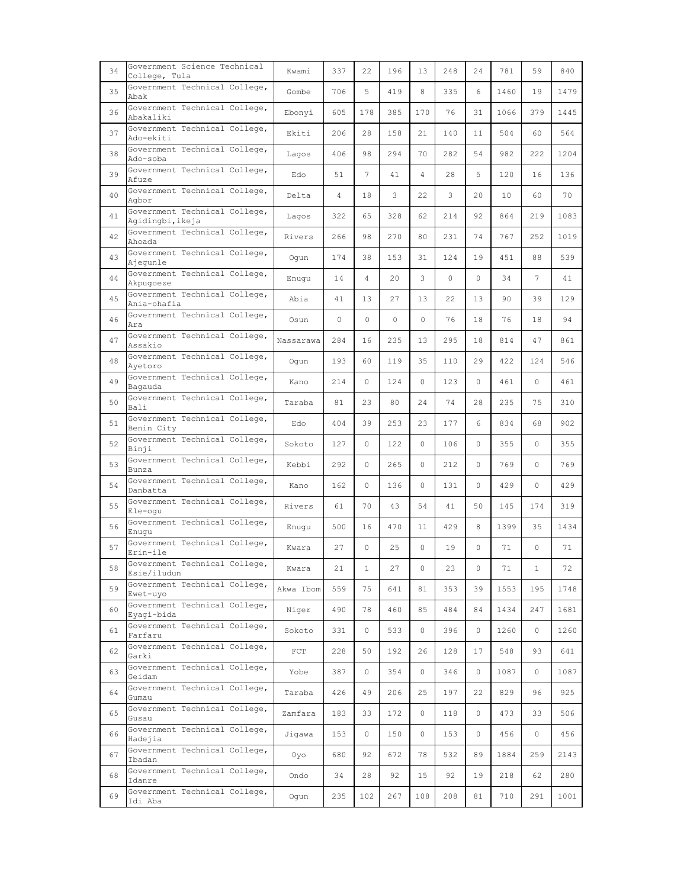| 34 | Government Science Technical College, Tula | Kwami | 337 | 22 | 196 | 13 | 248 | 24 | 781 | 59 | 840 |
|---|---|---|---|---|---|---|---|---|---|---|---|
| 35 | Government Technical College, Abak | Gombe | 706 | 5 | 419 | 8 | 335 | 6 | 1460 | 19 | 1479 |
| 36 | Government Technical College, Abakaliki | Ebonyi | 605 | 178 | 385 | 170 | 76 | 31 | 1066 | 379 | 1445 |
| 37 | Government Technical College, Ado-ekiti | Ekiti | 206 | 28 | 158 | 21 | 140 | 11 | 504 | 60 | 564 |
| 38 | Government Technical College, Ado-soba | Lagos | 406 | 98 | 294 | 70 | 282 | 54 | 982 | 222 | 1204 |
| 39 | Government Technical College, Afuze | Edo | 51 | 7 | 41 | 4 | 28 | 5 | 120 | 16 | 136 |
| 40 | Government Technical College, Agbor | Delta | 4 | 18 | 3 | 22 | 3 | 20 | 10 | 60 | 70 |
| 41 | Government Technical College, Agidingbi,ikeja | Lagos | 322 | 65 | 328 | 62 | 214 | 92 | 864 | 219 | 1083 |
| 42 | Government Technical College, Ahoada | Rivers | 266 | 98 | 270 | 80 | 231 | 74 | 767 | 252 | 1019 |
| 43 | Government Technical College, Ajegunle | Ogun | 174 | 38 | 153 | 31 | 124 | 19 | 451 | 88 | 539 |
| 44 | Government Technical College, Akpugoeze | Enugu | 14 | 4 | 20 | 3 | 0 | 0 | 34 | 7 | 41 |
| 45 | Government Technical College, Ania-ohafia | Abia | 41 | 13 | 27 | 13 | 22 | 13 | 90 | 39 | 129 |
| 46 | Government Technical College, Ara | Osun | 0 | 0 | 0 | 0 | 76 | 18 | 76 | 18 | 94 |
| 47 | Government Technical College, Assakio | Nassarawa | 284 | 16 | 235 | 13 | 295 | 18 | 814 | 47 | 861 |
| 48 | Government Technical College, Ayetoro | Ogun | 193 | 60 | 119 | 35 | 110 | 29 | 422 | 124 | 546 |
| 49 | Government Technical College, Bagauda | Kano | 214 | 0 | 124 | 0 | 123 | 0 | 461 | 0 | 461 |
| 50 | Government Technical College, Bali | Taraba | 81 | 23 | 80 | 24 | 74 | 28 | 235 | 75 | 310 |
| 51 | Government Technical College, Benin City | Edo | 404 | 39 | 253 | 23 | 177 | 6 | 834 | 68 | 902 |
| 52 | Government Technical College, Binji | Sokoto | 127 | 0 | 122 | 0 | 106 | 0 | 355 | 0 | 355 |
| 53 | Government Technical College, Bunza | Kebbi | 292 | 0 | 265 | 0 | 212 | 0 | 769 | 0 | 769 |
| 54 | Government Technical College, Danbatta | Kano | 162 | 0 | 136 | 0 | 131 | 0 | 429 | 0 | 429 |
| 55 | Government Technical College, Ele-ogu | Rivers | 61 | 70 | 43 | 54 | 41 | 50 | 145 | 174 | 319 |
| 56 | Government Technical College, Enugu | Enugu | 500 | 16 | 470 | 11 | 429 | 8 | 1399 | 35 | 1434 |
| 57 | Government Technical College, Erin-ile | Kwara | 27 | 0 | 25 | 0 | 19 | 0 | 71 | 0 | 71 |
| 58 | Government Technical College, Esie/iludun | Kwara | 21 | 1 | 27 | 0 | 23 | 0 | 71 | 1 | 72 |
| 59 | Government Technical College, Ewet-uyo | Akwa Ibom | 559 | 75 | 641 | 81 | 353 | 39 | 1553 | 195 | 1748 |
| 60 | Government Technical College, Eyagi-bida | Niger | 490 | 78 | 460 | 85 | 484 | 84 | 1434 | 247 | 1681 |
| 61 | Government Technical College, Farfaru | Sokoto | 331 | 0 | 533 | 0 | 396 | 0 | 1260 | 0 | 1260 |
| 62 | Government Technical College, Garki | FCT | 228 | 50 | 192 | 26 | 128 | 17 | 548 | 93 | 641 |
| 63 | Government Technical College, Geidam | Yobe | 387 | 0 | 354 | 0 | 346 | 0 | 1087 | 0 | 1087 |
| 64 | Government Technical College, Gumau | Taraba | 426 | 49 | 206 | 25 | 197 | 22 | 829 | 96 | 925 |
| 65 | Government Technical College, Gusau | Zamfara | 183 | 33 | 172 | 0 | 118 | 0 | 473 | 33 | 506 |
| 66 | Government Technical College, Hadejia | Jigawa | 153 | 0 | 150 | 0 | 153 | 0 | 456 | 0 | 456 |
| 67 | Government Technical College, Ibadan | 0yo | 680 | 92 | 672 | 78 | 532 | 89 | 1884 | 259 | 2143 |
| 68 | Government Technical College, Idanre | Ondo | 34 | 28 | 92 | 15 | 92 | 19 | 218 | 62 | 280 |
| 69 | Government Technical College, Idi Aba | Ogun | 235 | 102 | 267 | 108 | 208 | 81 | 710 | 291 | 1001 |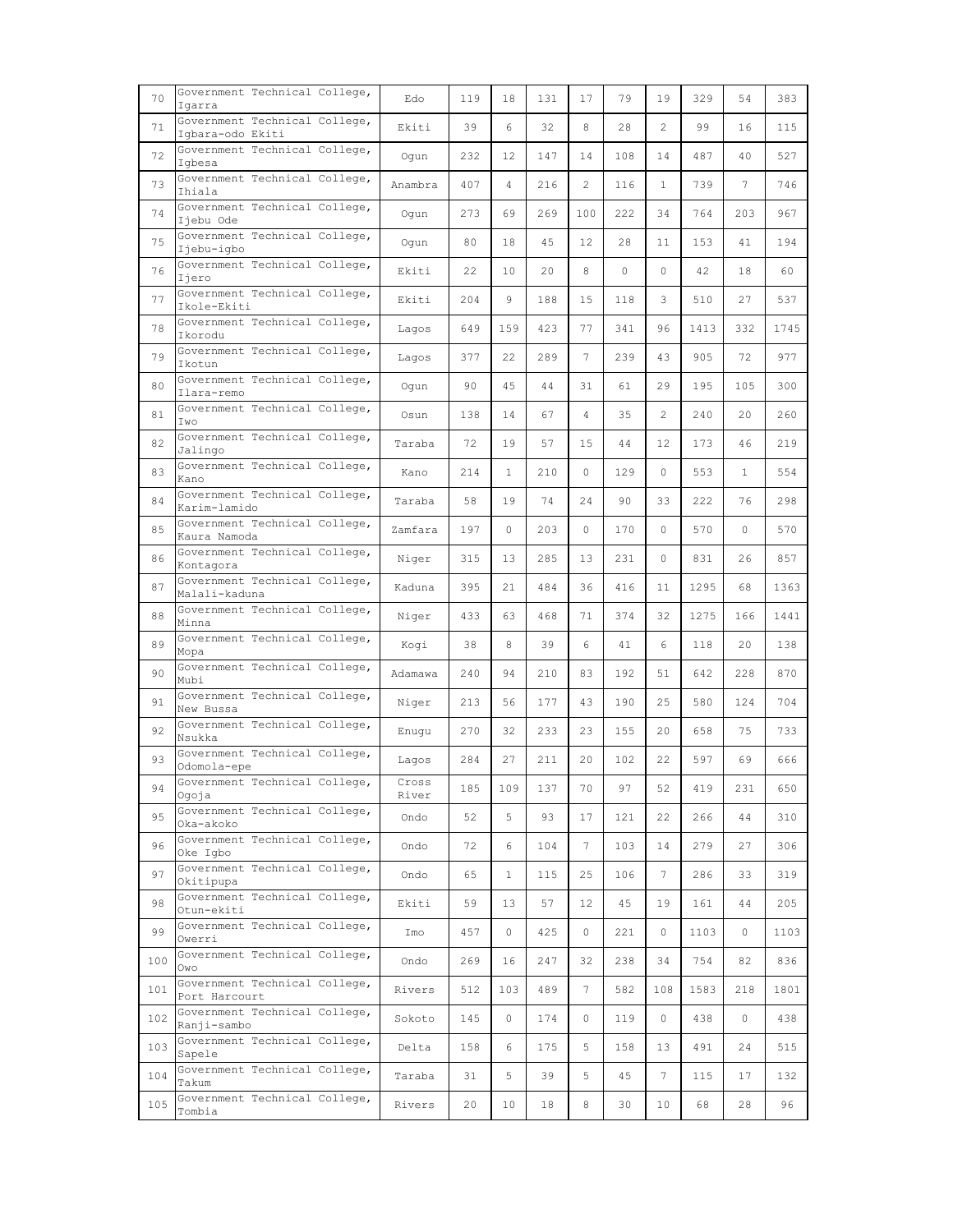| 70 | Government Technical College, Igarra | Edo | 119 | 18 | 131 | 17 | 79 | 19 | 329 | 54 | 383 |
|---|---|---|---|---|---|---|---|---|---|---|---|
| 71 | Government Technical College, Igbara-odo Ekiti | Ekiti | 39 | 6 | 32 | 8 | 28 | 2 | 99 | 16 | 115 |
| 72 | Government Technical College, Igbesa | Ogun | 232 | 12 | 147 | 14 | 108 | 14 | 487 | 40 | 527 |
| 73 | Government Technical College, Ihiala | Anambra | 407 | 4 | 216 | 2 | 116 | 1 | 739 | 7 | 746 |
| 74 | Government Technical College, Ijebu Ode | Ogun | 273 | 69 | 269 | 100 | 222 | 34 | 764 | 203 | 967 |
| 75 | Government Technical College, Ijebu-igbo | Ogun | 80 | 18 | 45 | 12 | 28 | 11 | 153 | 41 | 194 |
| 76 | Government Technical College, Ijero | Ekiti | 22 | 10 | 20 | 8 | 0 | 0 | 42 | 18 | 60 |
| 77 | Government Technical College, Ikole-Ekiti | Ekiti | 204 | 9 | 188 | 15 | 118 | 3 | 510 | 27 | 537 |
| 78 | Government Technical College, Ikorodu | Lagos | 649 | 159 | 423 | 77 | 341 | 96 | 1413 | 332 | 1745 |
| 79 | Government Technical College, Ikotun | Lagos | 377 | 22 | 289 | 7 | 239 | 43 | 905 | 72 | 977 |
| 80 | Government Technical College, Ilara-remo | Ogun | 90 | 45 | 44 | 31 | 61 | 29 | 195 | 105 | 300 |
| 81 | Government Technical College, Iwo | Osun | 138 | 14 | 67 | 4 | 35 | 2 | 240 | 20 | 260 |
| 82 | Government Technical College, Jalingo | Taraba | 72 | 19 | 57 | 15 | 44 | 12 | 173 | 46 | 219 |
| 83 | Government Technical College, Kano | Kano | 214 | 1 | 210 | 0 | 129 | 0 | 553 | 1 | 554 |
| 84 | Government Technical College, Karim-lamido | Taraba | 58 | 19 | 74 | 24 | 90 | 33 | 222 | 76 | 298 |
| 85 | Government Technical College, Kaura Namoda | Zamfara | 197 | 0 | 203 | 0 | 170 | 0 | 570 | 0 | 570 |
| 86 | Government Technical College, Kontagora | Niger | 315 | 13 | 285 | 13 | 231 | 0 | 831 | 26 | 857 |
| 87 | Government Technical College, Malali-kaduna | Kaduna | 395 | 21 | 484 | 36 | 416 | 11 | 1295 | 68 | 1363 |
| 88 | Government Technical College, Minna | Niger | 433 | 63 | 468 | 71 | 374 | 32 | 1275 | 166 | 1441 |
| 89 | Government Technical College, Mopa | Kogi | 38 | 8 | 39 | 6 | 41 | 6 | 118 | 20 | 138 |
| 90 | Government Technical College, Mubi | Adamawa | 240 | 94 | 210 | 83 | 192 | 51 | 642 | 228 | 870 |
| 91 | Government Technical College, New Bussa | Niger | 213 | 56 | 177 | 43 | 190 | 25 | 580 | 124 | 704 |
| 92 | Government Technical College, Nsukka | Enugu | 270 | 32 | 233 | 23 | 155 | 20 | 658 | 75 | 733 |
| 93 | Government Technical College, Odomola-epe | Lagos | 284 | 27 | 211 | 20 | 102 | 22 | 597 | 69 | 666 |
| 94 | Government Technical College, Ogoja | Cross River | 185 | 109 | 137 | 70 | 97 | 52 | 419 | 231 | 650 |
| 95 | Government Technical College, Oka-akoko | Ondo | 52 | 5 | 93 | 17 | 121 | 22 | 266 | 44 | 310 |
| 96 | Government Technical College, Oke Igbo | Ondo | 72 | 6 | 104 | 7 | 103 | 14 | 279 | 27 | 306 |
| 97 | Government Technical College, Okitipupa | Ondo | 65 | 1 | 115 | 25 | 106 | 7 | 286 | 33 | 319 |
| 98 | Government Technical College, Otun-ekiti | Ekiti | 59 | 13 | 57 | 12 | 45 | 19 | 161 | 44 | 205 |
| 99 | Government Technical College, Owerri | Imo | 457 | 0 | 425 | 0 | 221 | 0 | 1103 | 0 | 1103 |
| 100 | Government Technical College, Owo | Ondo | 269 | 16 | 247 | 32 | 238 | 34 | 754 | 82 | 836 |
| 101 | Government Technical College, Port Harcourt | Rivers | 512 | 103 | 489 | 7 | 582 | 108 | 1583 | 218 | 1801 |
| 102 | Government Technical College, Ranji-sambo | Sokoto | 145 | 0 | 174 | 0 | 119 | 0 | 438 | 0 | 438 |
| 103 | Government Technical College, Sapele | Delta | 158 | 6 | 175 | 5 | 158 | 13 | 491 | 24 | 515 |
| 104 | Government Technical College, Takum | Taraba | 31 | 5 | 39 | 5 | 45 | 7 | 115 | 17 | 132 |
| 105 | Government Technical College, Tombia | Rivers | 20 | 10 | 18 | 8 | 30 | 10 | 68 | 28 | 96 |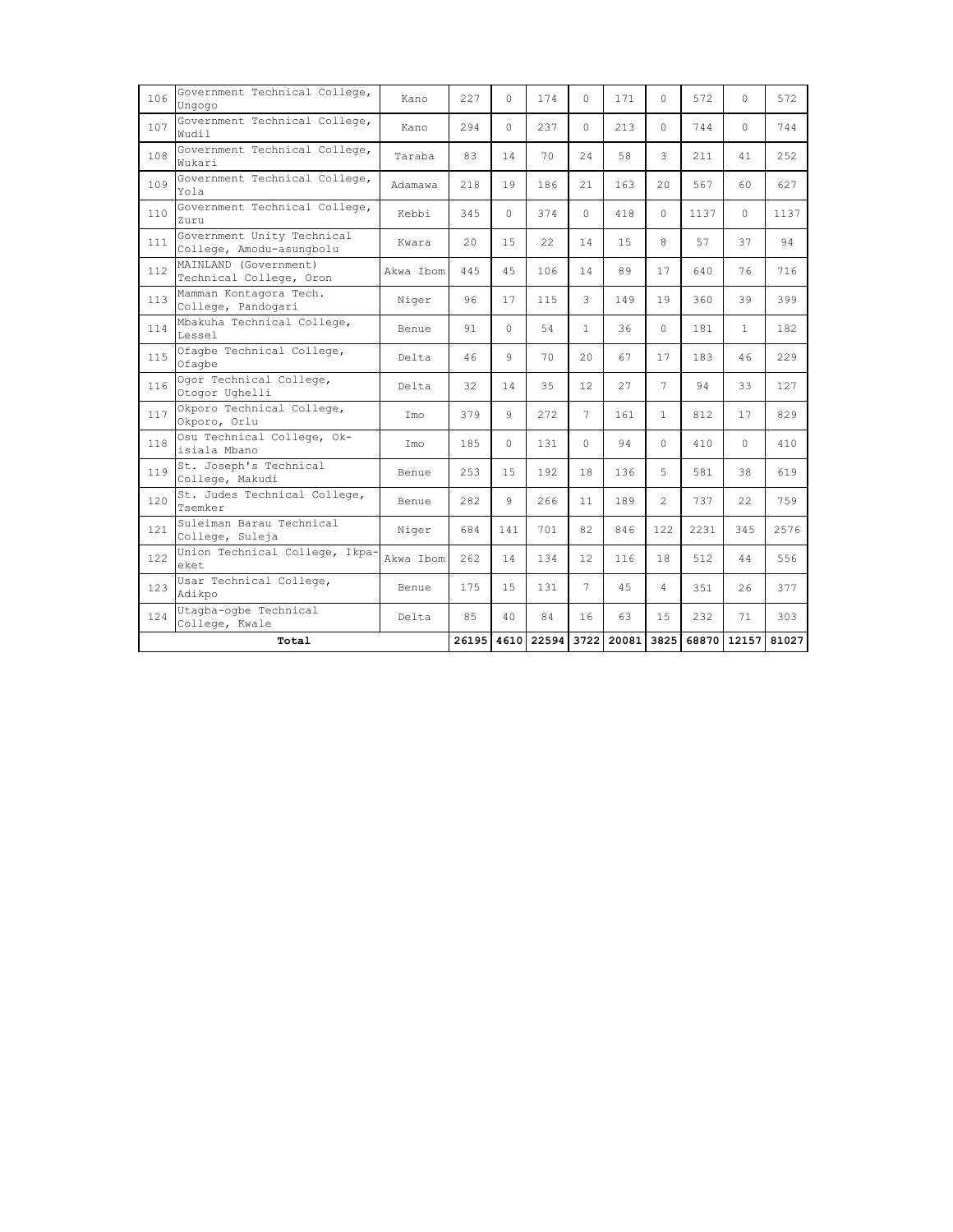| 106 | Government Technical College, Ungogo | Kano | 227 | 0 | 174 | 0 | 171 | 0 | 572 | 0 | 572 |
|---|---|---|---|---|---|---|---|---|---|---|---|
| 107 | Government Technical College, Wudil | Kano | 294 | 0 | 237 | 0 | 213 | 0 | 744 | 0 | 744 |
| 108 | Government Technical College, Wukari | Taraba | 83 | 14 | 70 | 24 | 58 | 3 | 211 | 41 | 252 |
| 109 | Government Technical College, Yola | Adamawa | 218 | 19 | 186 | 21 | 163 | 20 | 567 | 60 | 627 |
| 110 | Government Technical College, Zuru | Kebbi | 345 | 0 | 374 | 0 | 418 | 0 | 1137 | 0 | 1137 |
| 111 | Government Unity Technical College, Amodu-asungbolu | Kwara | 20 | 15 | 22 | 14 | 15 | 8 | 57 | 37 | 94 |
| 112 | MAINLAND (Government) Technical College, Oron | Akwa Ibom | 445 | 45 | 106 | 14 | 89 | 17 | 640 | 76 | 716 |
| 113 | Mamman Kontagora Tech. College, Pandogari | Niger | 96 | 17 | 115 | 3 | 149 | 19 | 360 | 39 | 399 |
| 114 | Mbakuha Technical College, Lessel | Benue | 91 | 0 | 54 | 1 | 36 | 0 | 181 | 1 | 182 |
| 115 | Ofagbe Technical College, Ofagbe | Delta | 46 | 9 | 70 | 20 | 67 | 17 | 183 | 46 | 229 |
| 116 | Ogor Technical College, Otogor Ughelli | Delta | 32 | 14 | 35 | 12 | 27 | 7 | 94 | 33 | 127 |
| 117 | Okporo Technical College, Okporo, Orlu | Imo | 379 | 9 | 272 | 7 | 161 | 1 | 812 | 17 | 829 |
| 118 | Osu Technical College, Ok-isiala Mbano | Imo | 185 | 0 | 131 | 0 | 94 | 0 | 410 | 0 | 410 |
| 119 | St. Joseph's Technical College, Makudi | Benue | 253 | 15 | 192 | 18 | 136 | 5 | 581 | 38 | 619 |
| 120 | St. Judes Technical College, Tsemker | Benue | 282 | 9 | 266 | 11 | 189 | 2 | 737 | 22 | 759 |
| 121 | Suleiman Barau Technical College, Suleja | Niger | 684 | 141 | 701 | 82 | 846 | 122 | 2231 | 345 | 2576 |
| 122 | Union Technical College, Ikpa-eket | Akwa Ibom | 262 | 14 | 134 | 12 | 116 | 18 | 512 | 44 | 556 |
| 123 | Usar Technical College, Adikpo | Benue | 175 | 15 | 131 | 7 | 45 | 4 | 351 | 26 | 377 |
| 124 | Utagba-ogbe Technical College, Kwale | Delta | 85 | 40 | 84 | 16 | 63 | 15 | 232 | 71 | 303 |
| **Total** | | | **26195** | **4610** | **22594** | **3722** | **20081** | **3825** | **68870** | **12157** | **81027** |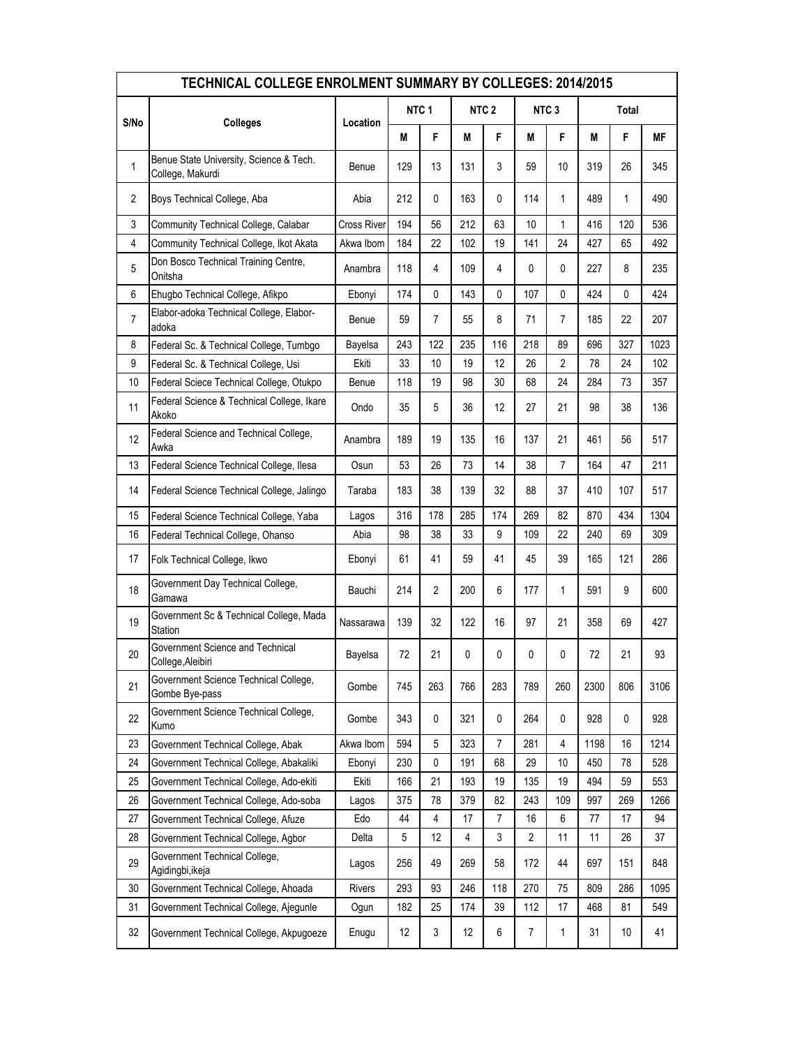| TECHNICAL COLLEGE ENROLMENT SUMMARY BY COLLEGES: 2014/2015 | | | | | | | | | | | |
|---|---|---|---|---|---|---|---|---|---|---|---|
| S/No | Colleges | Location | NTC 1 | | NTC 2 | | NTC 3 | | Total | | |
| | | | M | F | M | F | M | F | M | F | MF |
| 1 | Benue State University, Science & Tech. College, Makurdi | Benue | 129 | 13 | 131 | 3 | 59 | 10 | 319 | 26 | 345 |
| 2 | Boys Technical College, Aba | Abia | 212 | 0 | 163 | 0 | 114 | 1 | 489 | 1 | 490 |
| 3 | Community Technical College, Calabar | Cross River | 194 | 56 | 212 | 63 | 10 | 1 | 416 | 120 | 536 |
| 4 | Community Technical College, Ikot Akata | Akwa Ibom | 184 | 22 | 102 | 19 | 141 | 24 | 427 | 65 | 492 |
| 5 | Don Bosco Technical Training Centre, Onitsha | Anambra | 118 | 4 | 109 | 4 | 0 | 0 | 227 | 8 | 235 |
| 6 | Ehugbo Technical College, Afikpo | Ebonyi | 174 | 0 | 143 | 0 | 107 | 0 | 424 | 0 | 424 |
| 7 | Elabor-adoka Technical College, Elabor-adoka | Benue | 59 | 7 | 55 | 8 | 71 | 7 | 185 | 22 | 207 |
| 8 | Federal Sc. & Technical College, Tumbgo | Bayelsa | 243 | 122 | 235 | 116 | 218 | 89 | 696 | 327 | 1023 |
| 9 | Federal Sc. & Technical College, Usi | Ekiti | 33 | 10 | 19 | 12 | 26 | 2 | 78 | 24 | 102 |
| 10 | Federal Sciece Technical College, Otukpo | Benue | 118 | 19 | 98 | 30 | 68 | 24 | 284 | 73 | 357 |
| 11 | Federal Science & Technical College, Ikare Akoko | Ondo | 35 | 5 | 36 | 12 | 27 | 21 | 98 | 38 | 136 |
| 12 | Federal Science and Technical College, Awka | Anambra | 189 | 19 | 135 | 16 | 137 | 21 | 461 | 56 | 517 |
| 13 | Federal Science Technical College, Ilesa | Osun | 53 | 26 | 73 | 14 | 38 | 7 | 164 | 47 | 211 |
| 14 | Federal Science Technical College, Jalingo | Taraba | 183 | 38 | 139 | 32 | 88 | 37 | 410 | 107 | 517 |
| 15 | Federal Science Technical College, Yaba | Lagos | 316 | 178 | 285 | 174 | 269 | 82 | 870 | 434 | 1304 |
| 16 | Federal Technical College, Ohanso | Abia | 98 | 38 | 33 | 9 | 109 | 22 | 240 | 69 | 309 |
| 17 | Folk Technical College, Ikwo | Ebonyi | 61 | 41 | 59 | 41 | 45 | 39 | 165 | 121 | 286 |
| 18 | Government Day Technical College, Gamawa | Bauchi | 214 | 2 | 200 | 6 | 177 | 1 | 591 | 9 | 600 |
| 19 | Government Sc & Technical College, Mada Station | Nassarawa | 139 | 32 | 122 | 16 | 97 | 21 | 358 | 69 | 427 |
| 20 | Government Science and Technical College,Aleibiri | Bayelsa | 72 | 21 | 0 | 0 | 0 | 0 | 72 | 21 | 93 |
| 21 | Government Science Technical College, Gombe Bye-pass | Gombe | 745 | 263 | 766 | 283 | 789 | 260 | 2300 | 806 | 3106 |
| 22 | Government Science Technical College, Kumo | Gombe | 343 | 0 | 321 | 0 | 264 | 0 | 928 | 0 | 928 |
| 23 | Government Technical College, Abak | Akwa Ibom | 594 | 5 | 323 | 7 | 281 | 4 | 1198 | 16 | 1214 |
| 24 | Government Technical College, Abakaliki | Ebonyi | 230 | 0 | 191 | 68 | 29 | 10 | 450 | 78 | 528 |
| 25 | Government Technical College, Ado-ekiti | Ekiti | 166 | 21 | 193 | 19 | 135 | 19 | 494 | 59 | 553 |
| 26 | Government Technical College, Ado-soba | Lagos | 375 | 78 | 379 | 82 | 243 | 109 | 997 | 269 | 1266 |
| 27 | Government Technical College, Afuze | Edo | 44 | 4 | 17 | 7 | 16 | 6 | 77 | 17 | 94 |
| 28 | Government Technical College, Agbor | Delta | 5 | 12 | 4 | 3 | 2 | 11 | 11 | 26 | 37 |
| 29 | Government Technical College, Agidingbi,ikeja | Lagos | 256 | 49 | 269 | 58 | 172 | 44 | 697 | 151 | 848 |
| 30 | Government Technical College, Ahoada | Rivers | 293 | 93 | 246 | 118 | 270 | 75 | 809 | 286 | 1095 |
| 31 | Government Technical College, Ajegunle | Ogun | 182 | 25 | 174 | 39 | 112 | 17 | 468 | 81 | 549 |
| 32 | Government Technical College, Akpugoeze | Enugu | 12 | 3 | 12 | 6 | 7 | 1 | 31 | 10 | 41 |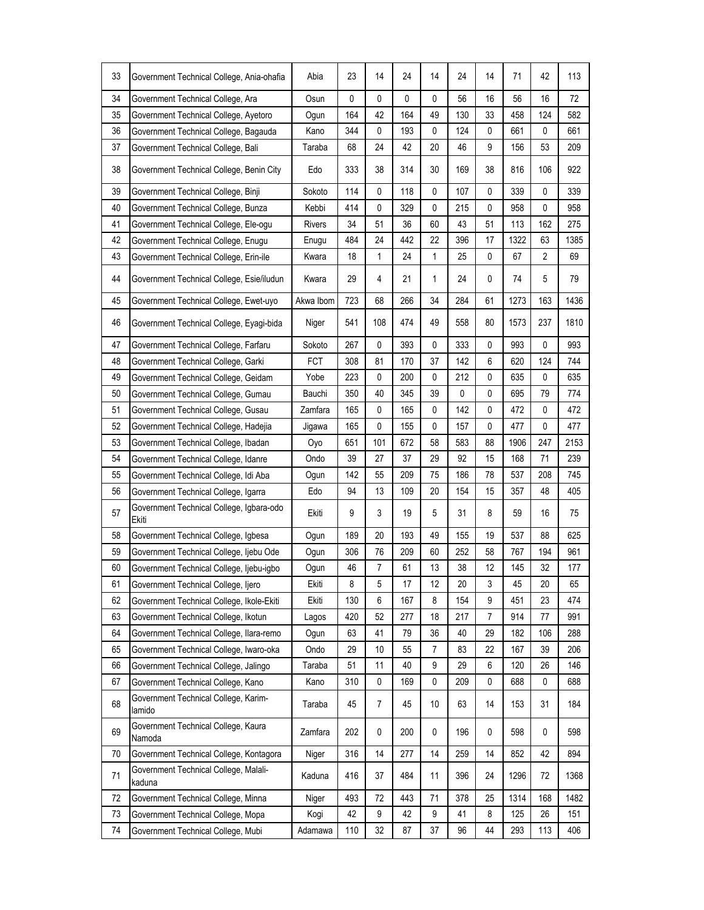| 33 | Government Technical College, Ania-ohafia | Abia | 23 | 14 | 24 | 14 | 24 | 14 | 71 | 42 | 113 |
|---|---|---|---|---|---|---|---|---|---|---|---|
| 34 | Government Technical College, Ara | Osun | 0 | 0 | 0 | 0 | 56 | 16 | 56 | 16 | 72 |
| 35 | Government Technical College, Ayetoro | Ogun | 164 | 42 | 164 | 49 | 130 | 33 | 458 | 124 | 582 |
| 36 | Government Technical College, Bagauda | Kano | 344 | 0 | 193 | 0 | 124 | 0 | 661 | 0 | 661 |
| 37 | Government Technical College, Bali | Taraba | 68 | 24 | 42 | 20 | 46 | 9 | 156 | 53 | 209 |
| 38 | Government Technical College, Benin City | Edo | 333 | 38 | 314 | 30 | 169 | 38 | 816 | 106 | 922 |
| 39 | Government Technical College, Binji | Sokoto | 114 | 0 | 118 | 0 | 107 | 0 | 339 | 0 | 339 |
| 40 | Government Technical College, Bunza | Kebbi | 414 | 0 | 329 | 0 | 215 | 0 | 958 | 0 | 958 |
| 41 | Government Technical College, Ele-ogu | Rivers | 34 | 51 | 36 | 60 | 43 | 51 | 113 | 162 | 275 |
| 42 | Government Technical College, Enugu | Enugu | 484 | 24 | 442 | 22 | 396 | 17 | 1322 | 63 | 1385 |
| 43 | Government Technical College, Erin-ile | Kwara | 18 | 1 | 24 | 1 | 25 | 0 | 67 | 2 | 69 |
| 44 | Government Technical College, Esie/iludun | Kwara | 29 | 4 | 21 | 1 | 24 | 0 | 74 | 5 | 79 |
| 45 | Government Technical College, Ewet-uyo | Akwa Ibom | 723 | 68 | 266 | 34 | 284 | 61 | 1273 | 163 | 1436 |
| 46 | Government Technical College, Eyagi-bida | Niger | 541 | 108 | 474 | 49 | 558 | 80 | 1573 | 237 | 1810 |
| 47 | Government Technical College, Farfaru | Sokoto | 267 | 0 | 393 | 0 | 333 | 0 | 993 | 0 | 993 |
| 48 | Government Technical College, Garki | FCT | 308 | 81 | 170 | 37 | 142 | 6 | 620 | 124 | 744 |
| 49 | Government Technical College, Geidam | Yobe | 223 | 0 | 200 | 0 | 212 | 0 | 635 | 0 | 635 |
| 50 | Government Technical College, Gumau | Bauchi | 350 | 40 | 345 | 39 | 0 | 0 | 695 | 79 | 774 |
| 51 | Government Technical College, Gusau | Zamfara | 165 | 0 | 165 | 0 | 142 | 0 | 472 | 0 | 472 |
| 52 | Government Technical College, Hadejia | Jigawa | 165 | 0 | 155 | 0 | 157 | 0 | 477 | 0 | 477 |
| 53 | Government Technical College, Ibadan | Oyo | 651 | 101 | 672 | 58 | 583 | 88 | 1906 | 247 | 2153 |
| 54 | Government Technical College, Idanre | Ondo | 39 | 27 | 37 | 29 | 92 | 15 | 168 | 71 | 239 |
| 55 | Government Technical College, Idi Aba | Ogun | 142 | 55 | 209 | 75 | 186 | 78 | 537 | 208 | 745 |
| 56 | Government Technical College, Igarra | Edo | 94 | 13 | 109 | 20 | 154 | 15 | 357 | 48 | 405 |
| 57 | Government Technical College, Igbara-odo Ekiti | Ekiti | 9 | 3 | 19 | 5 | 31 | 8 | 59 | 16 | 75 |
| 58 | Government Technical College, Igbesa | Ogun | 189 | 20 | 193 | 49 | 155 | 19 | 537 | 88 | 625 |
| 59 | Government Technical College, Ijebu Ode | Ogun | 306 | 76 | 209 | 60 | 252 | 58 | 767 | 194 | 961 |
| 60 | Government Technical College, Ijebu-igbo | Ogun | 46 | 7 | 61 | 13 | 38 | 12 | 145 | 32 | 177 |
| 61 | Government Technical College, Ijero | Ekiti | 8 | 5 | 17 | 12 | 20 | 3 | 45 | 20 | 65 |
| 62 | Government Technical College, Ikole-Ekiti | Ekiti | 130 | 6 | 167 | 8 | 154 | 9 | 451 | 23 | 474 |
| 63 | Government Technical College, Ikotun | Lagos | 420 | 52 | 277 | 18 | 217 | 7 | 914 | 77 | 991 |
| 64 | Government Technical College, Ilara-remo | Ogun | 63 | 41 | 79 | 36 | 40 | 29 | 182 | 106 | 288 |
| 65 | Government Technical College, Iwaro-oka | Ondo | 29 | 10 | 55 | 7 | 83 | 22 | 167 | 39 | 206 |
| 66 | Government Technical College, Jalingo | Taraba | 51 | 11 | 40 | 9 | 29 | 6 | 120 | 26 | 146 |
| 67 | Government Technical College, Kano | Kano | 310 | 0 | 169 | 0 | 209 | 0 | 688 | 0 | 688 |
| 68 | Government Technical College, Karim-lamido | Taraba | 45 | 7 | 45 | 10 | 63 | 14 | 153 | 31 | 184 |
| 69 | Government Technical College, Kaura Namoda | Zamfara | 202 | 0 | 200 | 0 | 196 | 0 | 598 | 0 | 598 |
| 70 | Government Technical College, Kontagora | Niger | 316 | 14 | 277 | 14 | 259 | 14 | 852 | 42 | 894 |
| 71 | Government Technical College, Malali-kaduna | Kaduna | 416 | 37 | 484 | 11 | 396 | 24 | 1296 | 72 | 1368 |
| 72 | Government Technical College, Minna | Niger | 493 | 72 | 443 | 71 | 378 | 25 | 1314 | 168 | 1482 |
| 73 | Government Technical College, Mopa | Kogi | 42 | 9 | 42 | 9 | 41 | 8 | 125 | 26 | 151 |
| 74 | Government Technical College, Mubi | Adamawa | 110 | 32 | 87 | 37 | 96 | 44 | 293 | 113 | 406 |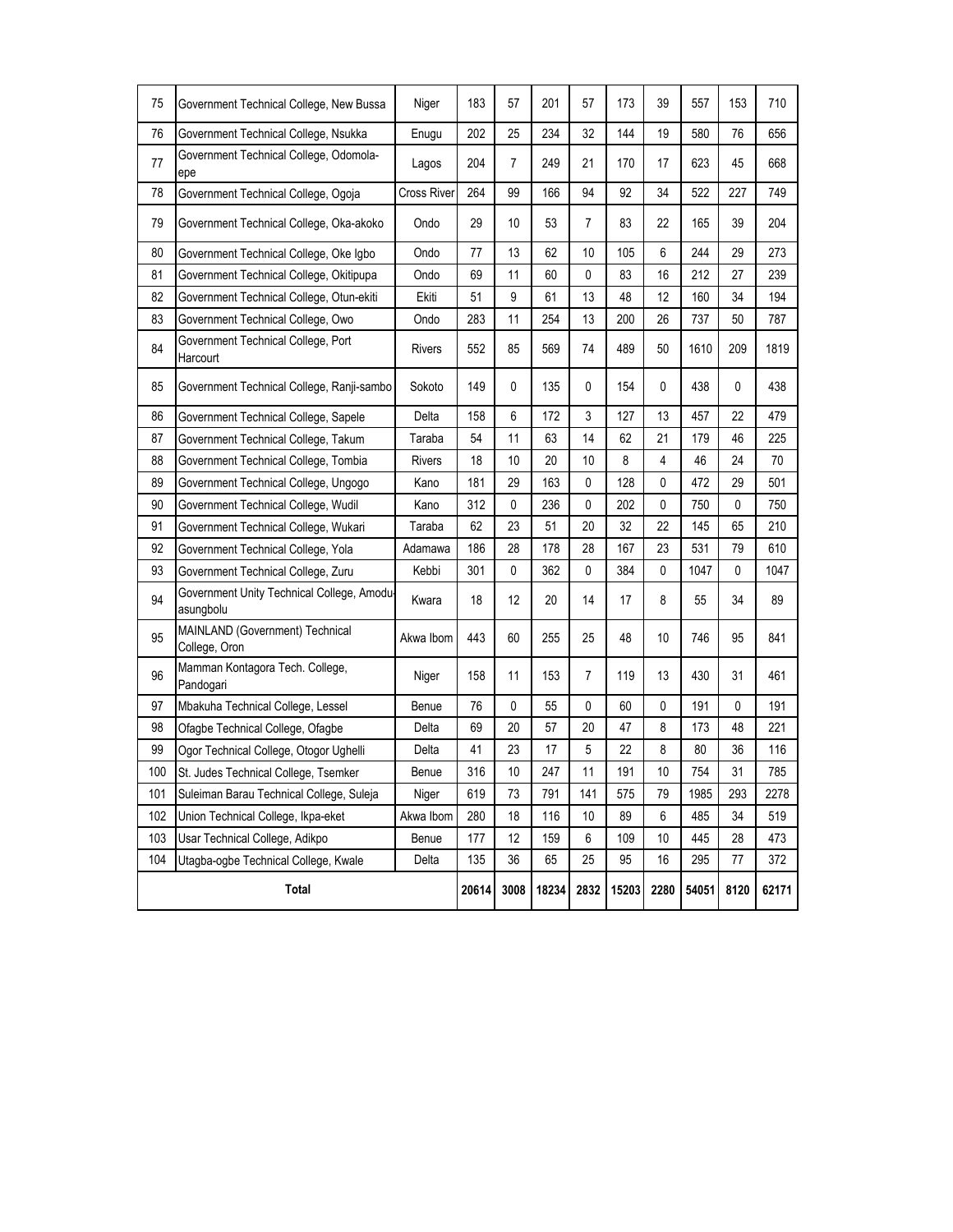| | | | | | | | | | | | |
|---|---|---|---|---|---|---|---|---|---|---|---|
| 75 | Government Technical College, New Bussa | Niger | 183 | 57 | 201 | 57 | 173 | 39 | 557 | 153 | 710 |
| 76 | Government Technical College, Nsukka | Enugu | 202 | 25 | 234 | 32 | 144 | 19 | 580 | 76 | 656 |
| 77 | Government Technical College, Odomola-epe | Lagos | 204 | 7 | 249 | 21 | 170 | 17 | 623 | 45 | 668 |
| 78 | Government Technical College, Ogoja | Cross River | 264 | 99 | 166 | 94 | 92 | 34 | 522 | 227 | 749 |
| 79 | Government Technical College, Oka-akoko | Ondo | 29 | 10 | 53 | 7 | 83 | 22 | 165 | 39 | 204 |
| 80 | Government Technical College, Oke Igbo | Ondo | 77 | 13 | 62 | 10 | 105 | 6 | 244 | 29 | 273 |
| 81 | Government Technical College, Okitipupa | Ondo | 69 | 11 | 60 | 0 | 83 | 16 | 212 | 27 | 239 |
| 82 | Government Technical College, Otun-ekiti | Ekiti | 51 | 9 | 61 | 13 | 48 | 12 | 160 | 34 | 194 |
| 83 | Government Technical College, Owo | Ondo | 283 | 11 | 254 | 13 | 200 | 26 | 737 | 50 | 787 |
| 84 | Government Technical College, Port Harcourt | Rivers | 552 | 85 | 569 | 74 | 489 | 50 | 1610 | 209 | 1819 |
| 85 | Government Technical College, Ranji-sambo | Sokoto | 149 | 0 | 135 | 0 | 154 | 0 | 438 | 0 | 438 |
| 86 | Government Technical College, Sapele | Delta | 158 | 6 | 172 | 3 | 127 | 13 | 457 | 22 | 479 |
| 87 | Government Technical College, Takum | Taraba | 54 | 11 | 63 | 14 | 62 | 21 | 179 | 46 | 225 |
| 88 | Government Technical College, Tombia | Rivers | 18 | 10 | 20 | 10 | 8 | 4 | 46 | 24 | 70 |
| 89 | Government Technical College, Ungogo | Kano | 181 | 29 | 163 | 0 | 128 | 0 | 472 | 29 | 501 |
| 90 | Government Technical College, Wudil | Kano | 312 | 0 | 236 | 0 | 202 | 0 | 750 | 0 | 750 |
| 91 | Government Technical College, Wukari | Taraba | 62 | 23 | 51 | 20 | 32 | 22 | 145 | 65 | 210 |
| 92 | Government Technical College, Yola | Adamawa | 186 | 28 | 178 | 28 | 167 | 23 | 531 | 79 | 610 |
| 93 | Government Technical College, Zuru | Kebbi | 301 | 0 | 362 | 0 | 384 | 0 | 1047 | 0 | 1047 |
| 94 | Government Unity Technical College, Amodu-asungbolu | Kwara | 18 | 12 | 20 | 14 | 17 | 8 | 55 | 34 | 89 |
| 95 | MAINLAND (Government) Technical College, Oron | Akwa Ibom | 443 | 60 | 255 | 25 | 48 | 10 | 746 | 95 | 841 |
| 96 | Mamman Kontagora Tech. College, Pandogari | Niger | 158 | 11 | 153 | 7 | 119 | 13 | 430 | 31 | 461 |
| 97 | Mbakuha Technical College, Lessel | Benue | 76 | 0 | 55 | 0 | 60 | 0 | 191 | 0 | 191 |
| 98 | Ofagbe Technical College, Ofagbe | Delta | 69 | 20 | 57 | 20 | 47 | 8 | 173 | 48 | 221 |
| 99 | Ogor Technical College, Otogor Ughelli | Delta | 41 | 23 | 17 | 5 | 22 | 8 | 80 | 36 | 116 |
| 100 | St. Judes Technical College, Tsemker | Benue | 316 | 10 | 247 | 11 | 191 | 10 | 754 | 31 | 785 |
| 101 | Suleiman Barau Technical College, Suleja | Niger | 619 | 73 | 791 | 141 | 575 | 79 | 1985 | 293 | 2278 |
| 102 | Union Technical College, Ikpa-eket | Akwa Ibom | 280 | 18 | 116 | 10 | 89 | 6 | 485 | 34 | 519 |
| 103 | Usar Technical College, Adikpo | Benue | 177 | 12 | 159 | 6 | 109 | 10 | 445 | 28 | 473 |
| 104 | Utagba-ogbe Technical College, Kwale | Delta | 135 | 36 | 65 | 25 | 95 | 16 | 295 | 77 | 372 |
| **Total** | | | **20614** | **3008** | **18234** | **2832** | **15203** | **2280** | **54051** | **8120** | **62171** |